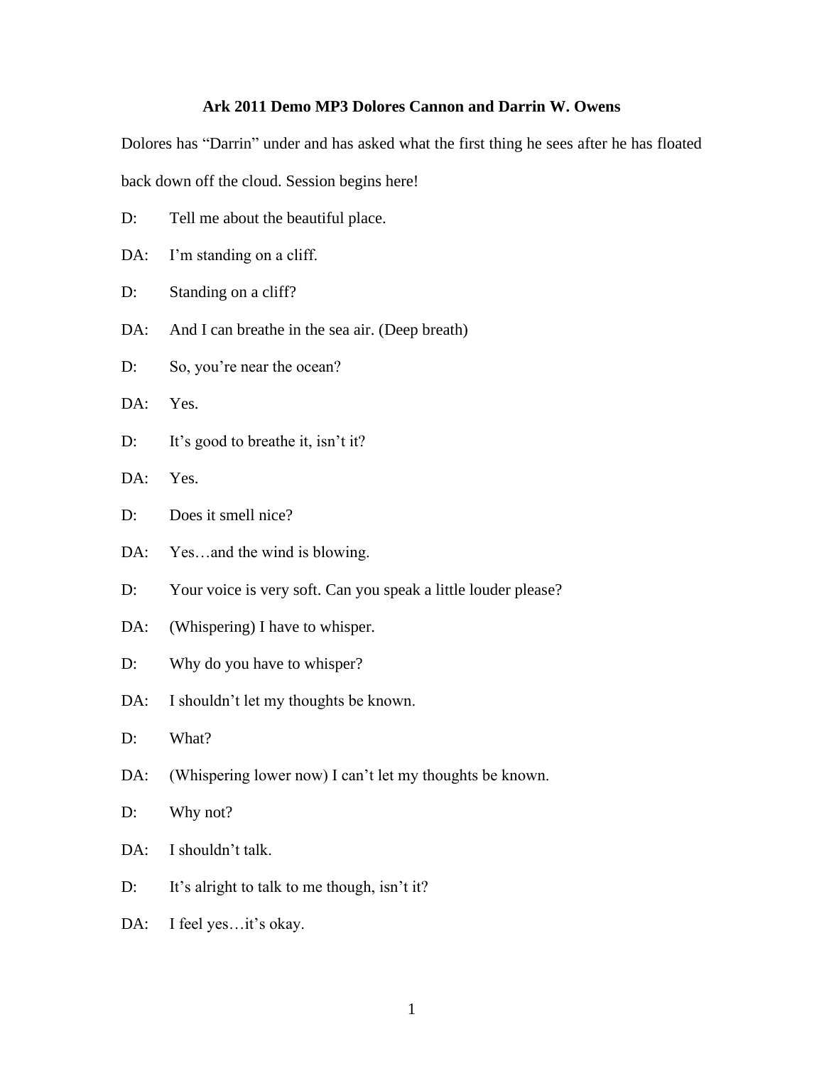**Ark 2011 Demo MP3 Dolores Cannon and Darrin W. Owens**

Dolores has "Darrin" under and has asked what the first thing he sees after he has floated back down off the cloud. Session begins here!

D: Tell me about the beautiful place.

DA: I'm standing on a cliff.

D: Standing on a cliff?

DA: And I can breathe in the sea air. (Deep breath)

D: So, you're near the ocean?

DA: Yes.

D: It's good to breathe it, isn't it?

DA: Yes.

D: Does it smell nice?

DA: Yes…and the wind is blowing.

D: Your voice is very soft. Can you speak a little louder please?

DA: (Whispering) I have to whisper.

D: Why do you have to whisper?

DA: I shouldn't let my thoughts be known.

D: What?

DA: (Whispering lower now) I can't let my thoughts be known.

D: Why not?

DA: I shouldn't talk.

D: It's alright to talk to me though, isn't it?

DA: I feel yes…it's okay.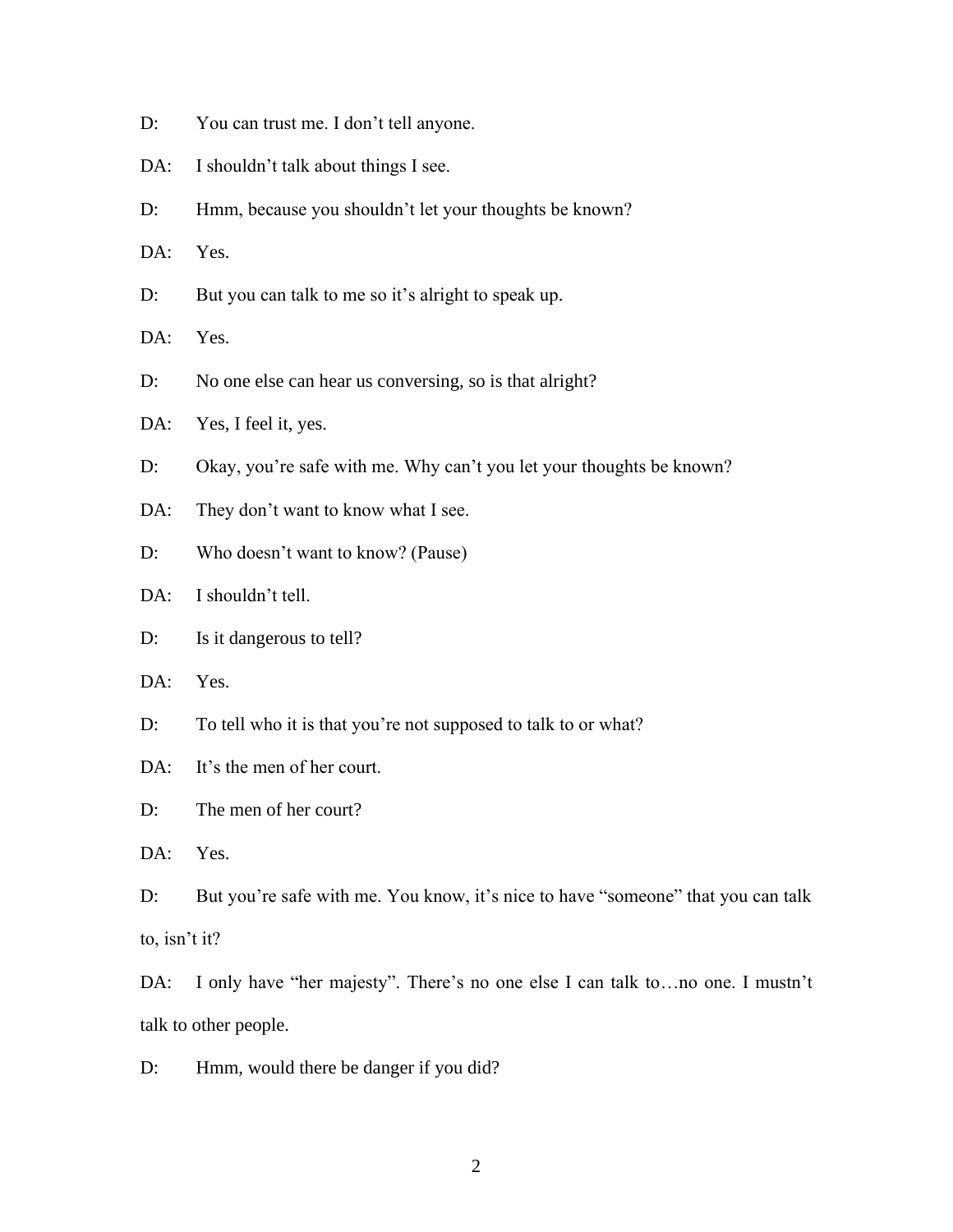D: You can trust me. I don't tell anyone.

DA: I shouldn't talk about things I see.

D: Hmm, because you shouldn't let your thoughts be known?

DA: Yes.

D: But you can talk to me so it's alright to speak up.

DA: Yes.

D: No one else can hear us conversing, so is that alright?

DA: Yes, I feel it, yes.

D: Okay, you're safe with me. Why can't you let your thoughts be known?

DA: They don't want to know what I see.

D: Who doesn't want to know? (Pause)

DA: I shouldn't tell.

D: Is it dangerous to tell?

DA: Yes.

D: To tell who it is that you're not supposed to talk to or what?

DA: It's the men of her court.

D: The men of her court?

DA: Yes.

D: But you're safe with me. You know, it's nice to have "someone" that you can talk to, isn't it?

DA: I only have "her majesty". There's no one else I can talk to…no one. I mustn't talk to other people.

D: Hmm, would there be danger if you did?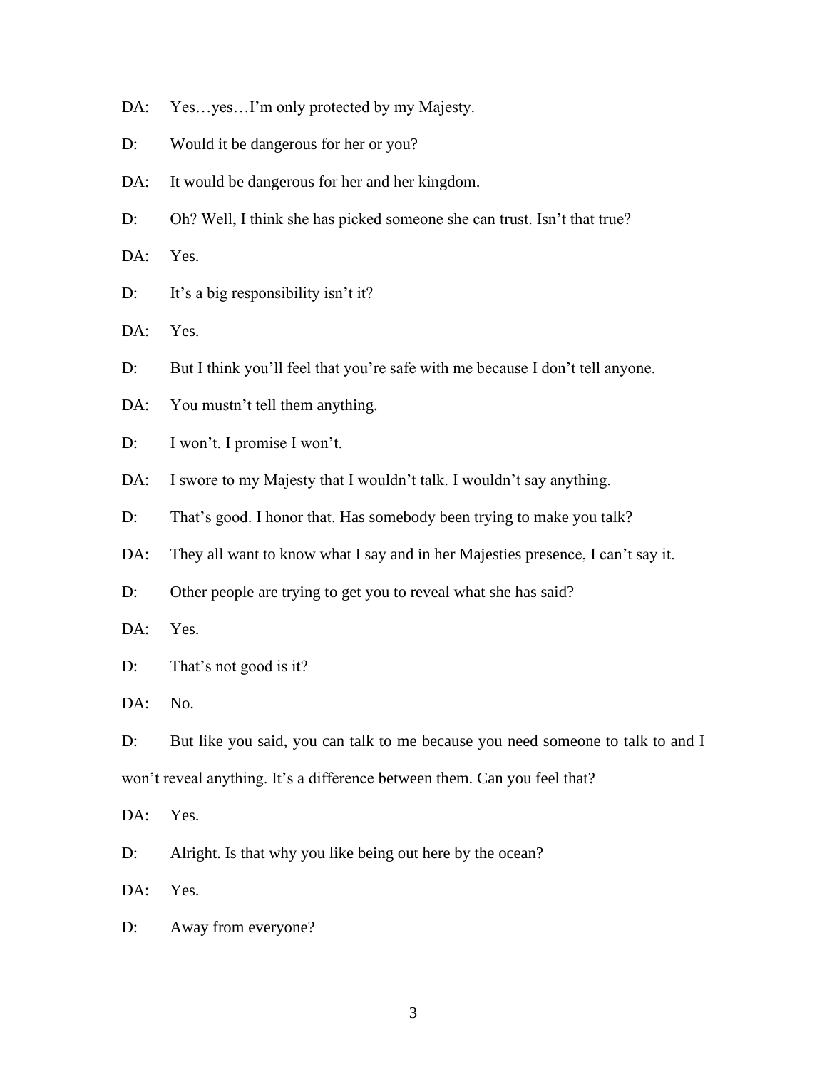DA: Yes…yes…I'm only protected by my Majesty.

D: Would it be dangerous for her or you?

DA: It would be dangerous for her and her kingdom.

D: Oh? Well, I think she has picked someone she can trust. Isn't that true?

DA: Yes.

D: It's a big responsibility isn't it?

DA: Yes.

D: But I think you'll feel that you're safe with me because I don't tell anyone.

DA: You mustn't tell them anything.

D: I won't. I promise I won't.

DA: I swore to my Majesty that I wouldn't talk. I wouldn't say anything.

D: That's good. I honor that. Has somebody been trying to make you talk?

DA: They all want to know what I say and in her Majesties presence, I can't say it.

D: Other people are trying to get you to reveal what she has said?

DA: Yes.

D: That's not good is it?

DA: No.

D: But like you said, you can talk to me because you need someone to talk to and I won't reveal anything. It's a difference between them. Can you feel that?

DA: Yes.

D: Alright. Is that why you like being out here by the ocean?

DA: Yes.

D: Away from everyone?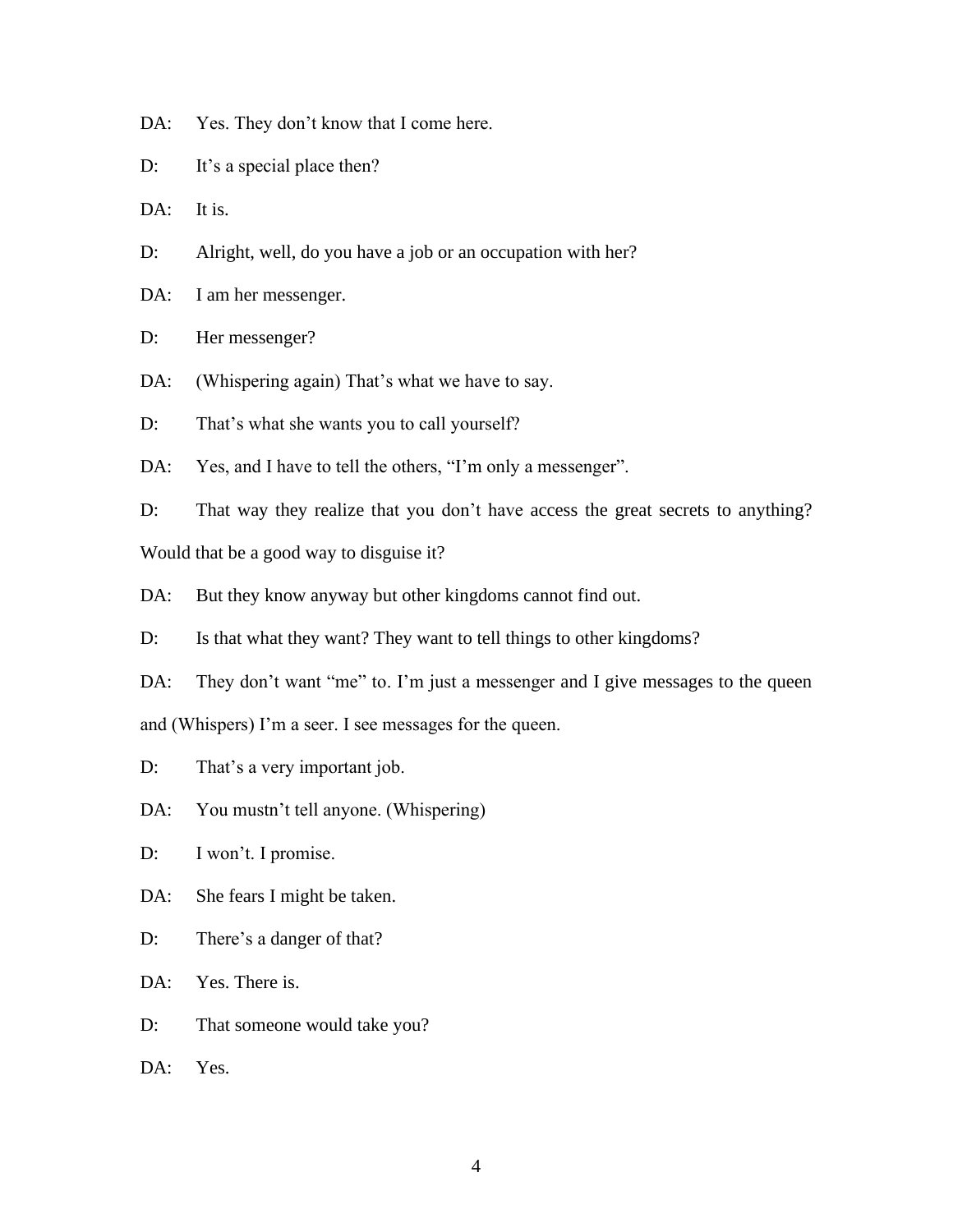DA: Yes. They don't know that I come here.

D: It's a special place then?

DA: It is.

D: Alright, well, do you have a job or an occupation with her?

DA: I am her messenger.

D: Her messenger?

DA: (Whispering again) That's what we have to say.

D: That's what she wants you to call yourself?

DA: Yes, and I have to tell the others, "I'm only a messenger".

D: That way they realize that you don't have access the great secrets to anything? Would that be a good way to disguise it?

DA: But they know anyway but other kingdoms cannot find out.

D: Is that what they want? They want to tell things to other kingdoms?

DA: They don't want "me" to. I'm just a messenger and I give messages to the queen and (Whispers) I'm a seer. I see messages for the queen.

D: That's a very important job.

DA: You mustn't tell anyone. (Whispering)

D: I won't. I promise.

DA: She fears I might be taken.

D: There's a danger of that?

DA: Yes. There is.

D: That someone would take you?

DA: Yes.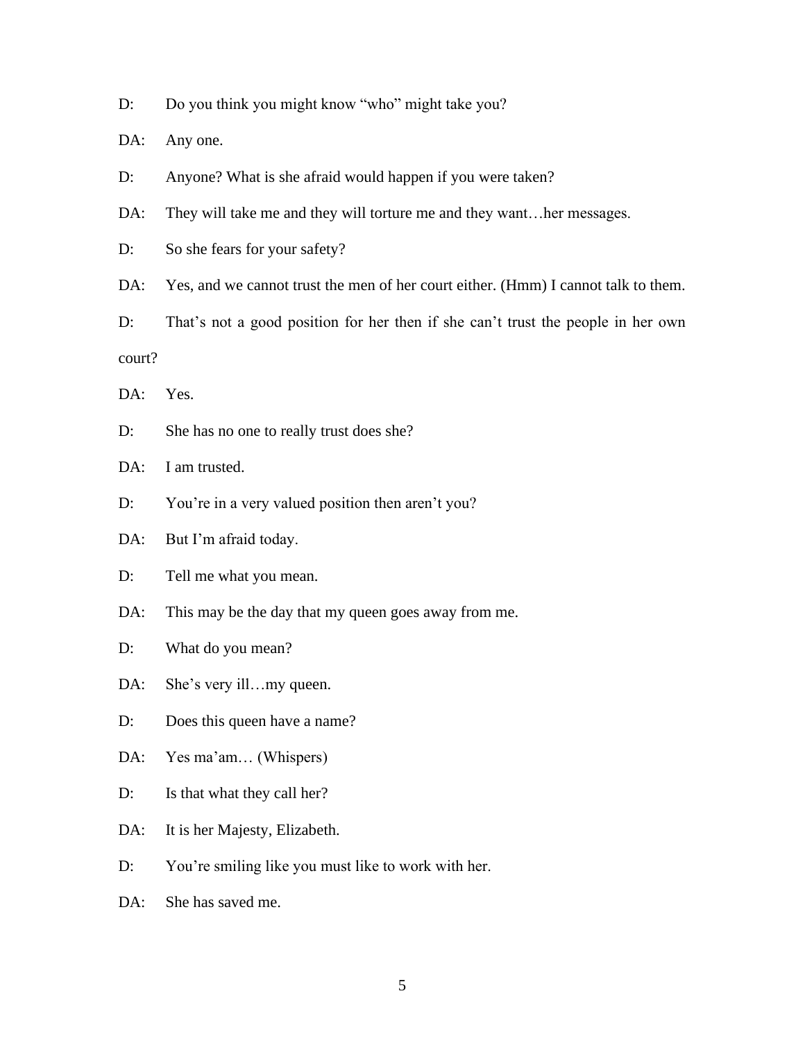D: Do you think you might know "who" might take you?

DA: Any one.

D: Anyone? What is she afraid would happen if you were taken?

DA: They will take me and they will torture me and they want…her messages.

D: So she fears for your safety?

DA: Yes, and we cannot trust the men of her court either. (Hmm) I cannot talk to them.

D: That's not a good position for her then if she can't trust the people in her own court?

DA: Yes.

D: She has no one to really trust does she?

DA: I am trusted.

D: You're in a very valued position then aren't you?

DA: But I'm afraid today.

D: Tell me what you mean.

DA: This may be the day that my queen goes away from me.

D: What do you mean?

DA: She's very ill…my queen.

D: Does this queen have a name?

DA: Yes ma'am… (Whispers)

D: Is that what they call her?

DA: It is her Majesty, Elizabeth.

D: You're smiling like you must like to work with her.

DA: She has saved me.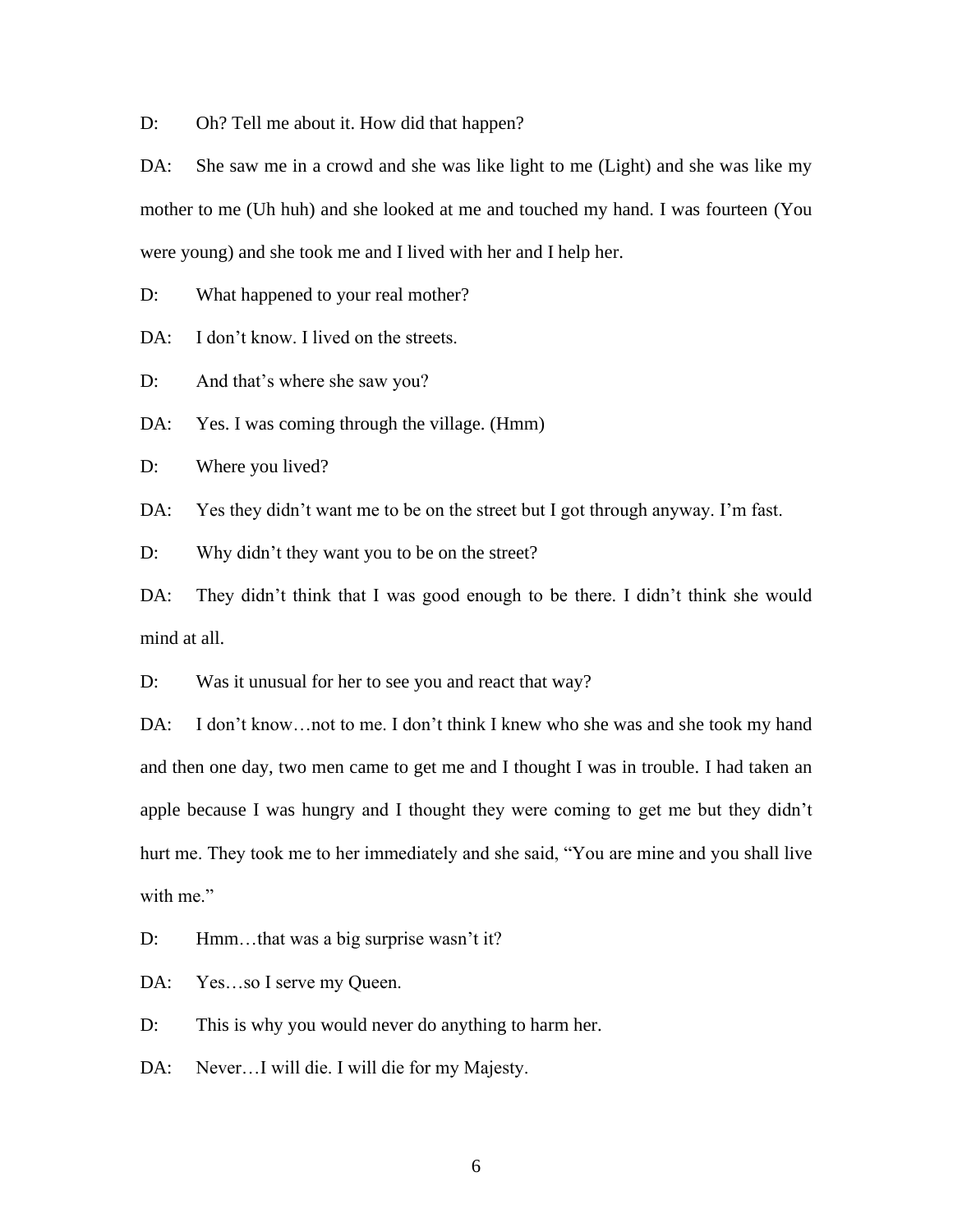D: Oh? Tell me about it. How did that happen?

DA: She saw me in a crowd and she was like light to me (Light) and she was like my mother to me (Uh huh) and she looked at me and touched my hand. I was fourteen (You were young) and she took me and I lived with her and I help her.

D: What happened to your real mother?

DA: I don't know. I lived on the streets.

D: And that's where she saw you?

DA: Yes. I was coming through the village. (Hmm)

D: Where you lived?

DA: Yes they didn't want me to be on the street but I got through anyway. I'm fast.

D: Why didn't they want you to be on the street?

DA: They didn't think that I was good enough to be there. I didn't think she would mind at all.

D: Was it unusual for her to see you and react that way?

DA: I don't know…not to me. I don't think I knew who she was and she took my hand and then one day, two men came to get me and I thought I was in trouble. I had taken an apple because I was hungry and I thought they were coming to get me but they didn't hurt me. They took me to her immediately and she said, "You are mine and you shall live with me."

D: Hmm…that was a big surprise wasn't it?

DA: Yes…so I serve my Queen.

D: This is why you would never do anything to harm her.

DA: Never…I will die. I will die for my Majesty.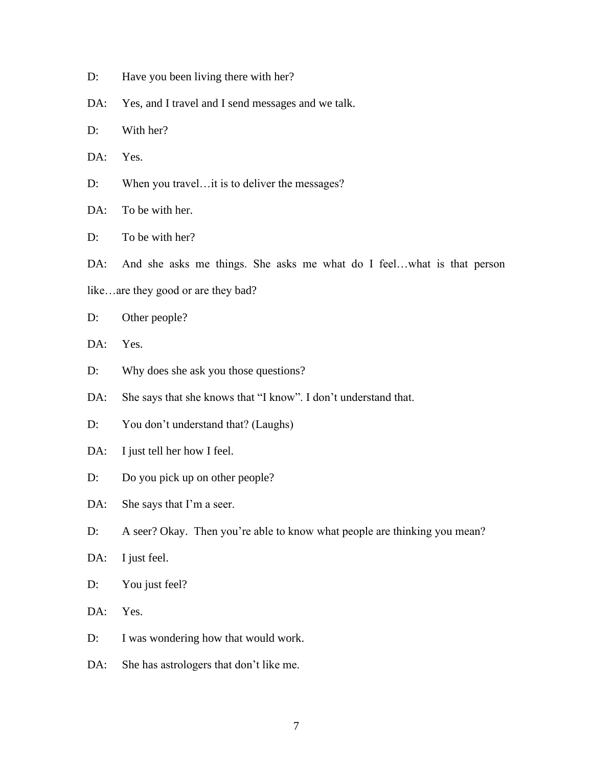D: Have you been living there with her?

DA: Yes, and I travel and I send messages and we talk.

D: With her?

DA: Yes.

D: When you travel…it is to deliver the messages?

DA: To be with her.

D: To be with her?

DA: And she asks me things. She asks me what do I feel…what is that person like…are they good or are they bad?

D: Other people?

DA: Yes.

D: Why does she ask you those questions?

DA: She says that she knows that "I know". I don't understand that.

D: You don't understand that? (Laughs)

DA: I just tell her how I feel.

D: Do you pick up on other people?

DA: She says that I'm a seer.

D: A seer? Okay. Then you're able to know what people are thinking you mean?

DA: I just feel.

D: You just feel?

DA: Yes.

D: I was wondering how that would work.

DA: She has astrologers that don't like me.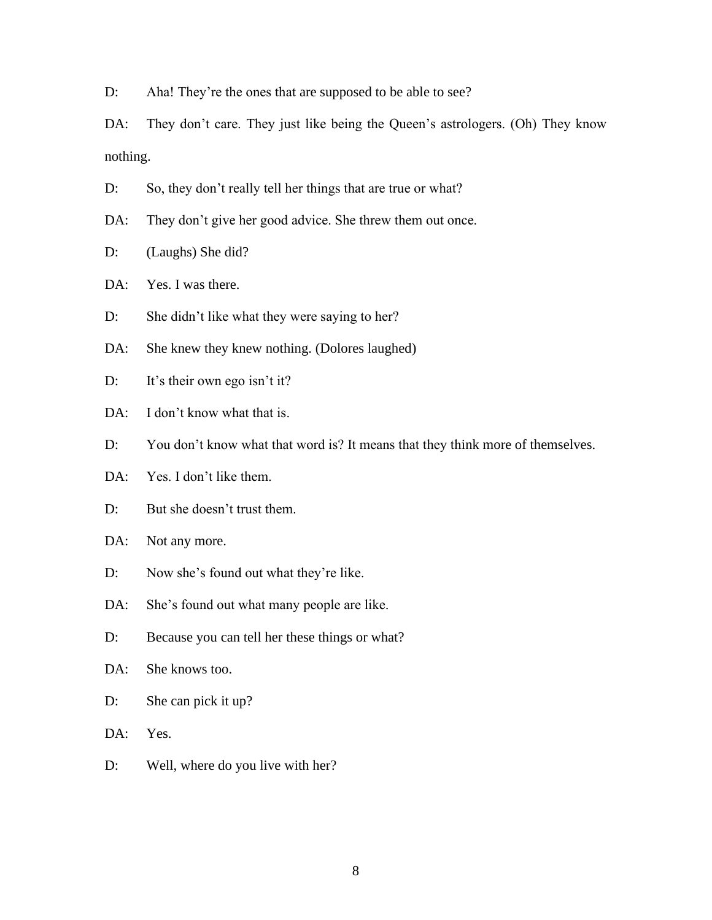D: Aha! They're the ones that are supposed to be able to see?

DA: They don't care. They just like being the Queen's astrologers. (Oh) They know nothing.

D: So, they don't really tell her things that are true or what?

DA: They don't give her good advice. She threw them out once.

D: (Laughs) She did?

DA: Yes. I was there.

D: She didn't like what they were saying to her?

DA: She knew they knew nothing. (Dolores laughed)

D: It's their own ego isn't it?

DA: I don't know what that is.

D: You don't know what that word is? It means that they think more of themselves.

DA: Yes. I don't like them.

D: But she doesn't trust them.

DA: Not any more.

D: Now she's found out what they're like.

DA: She's found out what many people are like.

D: Because you can tell her these things or what?

DA: She knows too.

D: She can pick it up?

DA: Yes.

D: Well, where do you live with her?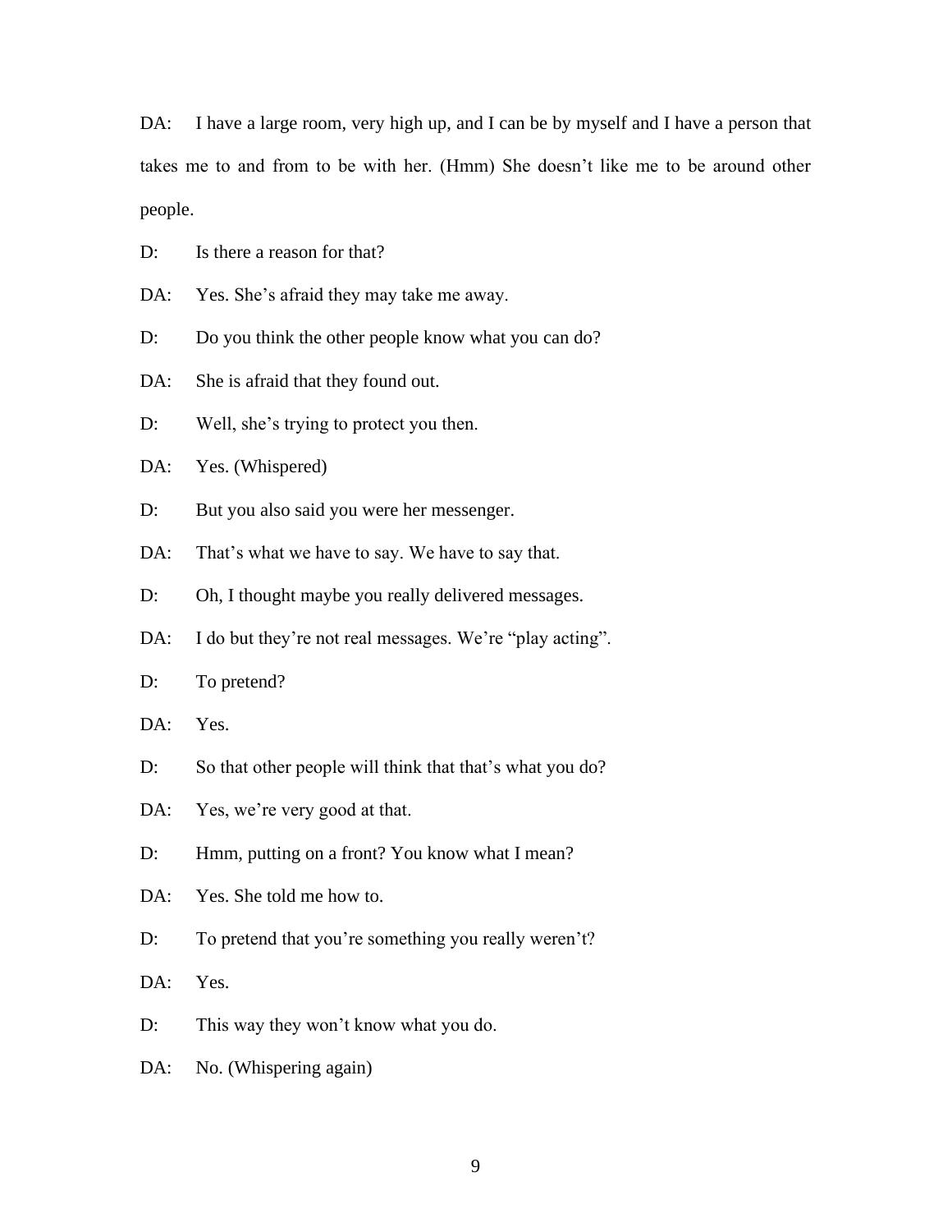DA: I have a large room, very high up, and I can be by myself and I have a person that takes me to and from to be with her. (Hmm) She doesn't like me to be around other people.

D: Is there a reason for that?

DA: Yes. She's afraid they may take me away.

D: Do you think the other people know what you can do?

DA: She is afraid that they found out.

D: Well, she's trying to protect you then.

DA: Yes. (Whispered)

D: But you also said you were her messenger.

DA: That's what we have to say. We have to say that.

D: Oh, I thought maybe you really delivered messages.

DA: I do but they're not real messages. We're "play acting".

D: To pretend?

DA: Yes.

D: So that other people will think that that's what you do?

DA: Yes, we're very good at that.

D: Hmm, putting on a front? You know what I mean?

DA: Yes. She told me how to.

D: To pretend that you're something you really weren't?

DA: Yes.

D: This way they won't know what you do.

DA: No. (Whispering again)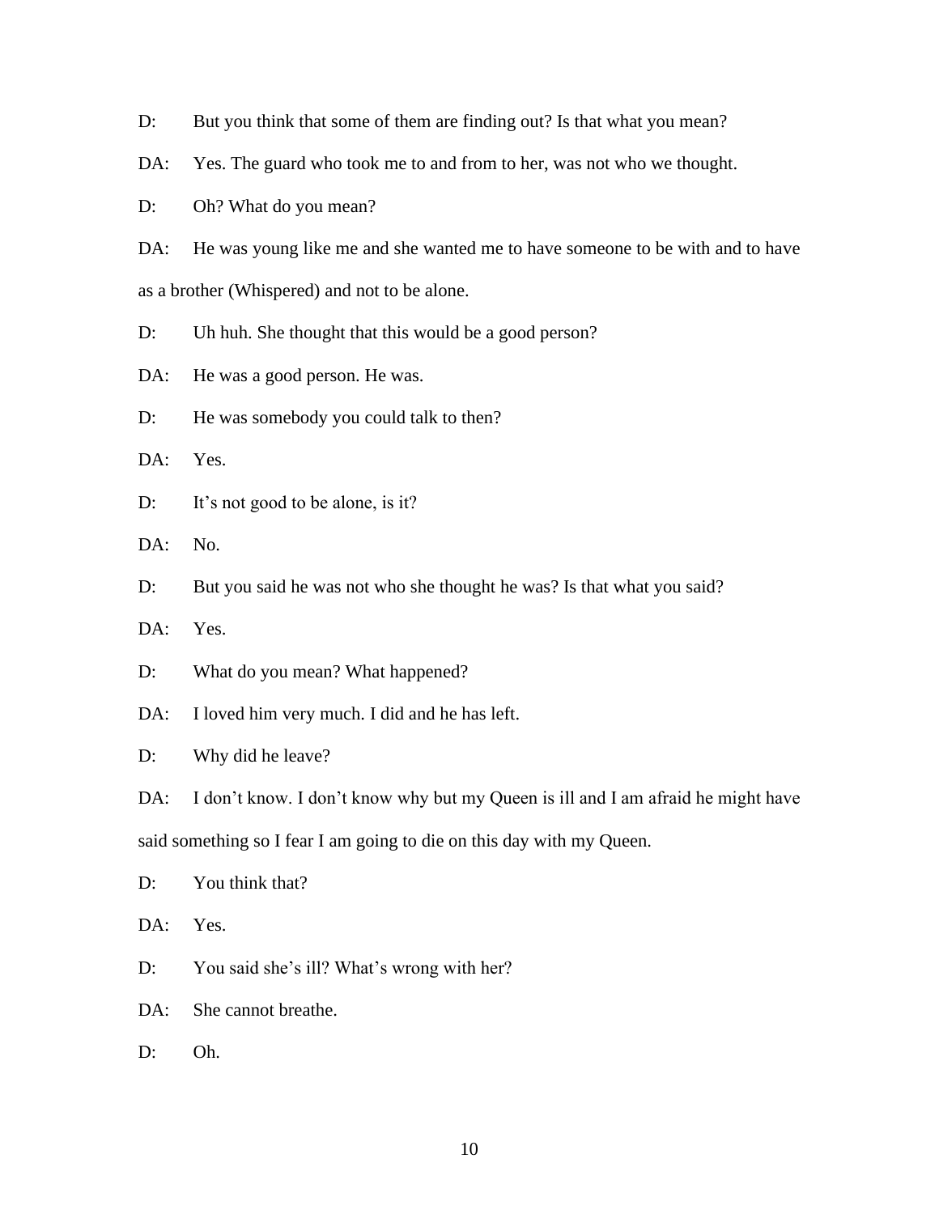D: But you think that some of them are finding out? Is that what you mean?

DA: Yes. The guard who took me to and from to her, was not who we thought.

D: Oh? What do you mean?

DA: He was young like me and she wanted me to have someone to be with and to have as a brother (Whispered) and not to be alone.

D: Uh huh. She thought that this would be a good person?

DA: He was a good person. He was.

D: He was somebody you could talk to then?

DA: Yes.

D: It's not good to be alone, is it?

DA: No.

D: But you said he was not who she thought he was? Is that what you said?

DA: Yes.

D: What do you mean? What happened?

DA: I loved him very much. I did and he has left.

D: Why did he leave?

DA: I don't know. I don't know why but my Queen is ill and I am afraid he might have said something so I fear I am going to die on this day with my Queen.

D: You think that?

DA: Yes.

D: You said she's ill? What's wrong with her?

DA: She cannot breathe.

D: Oh.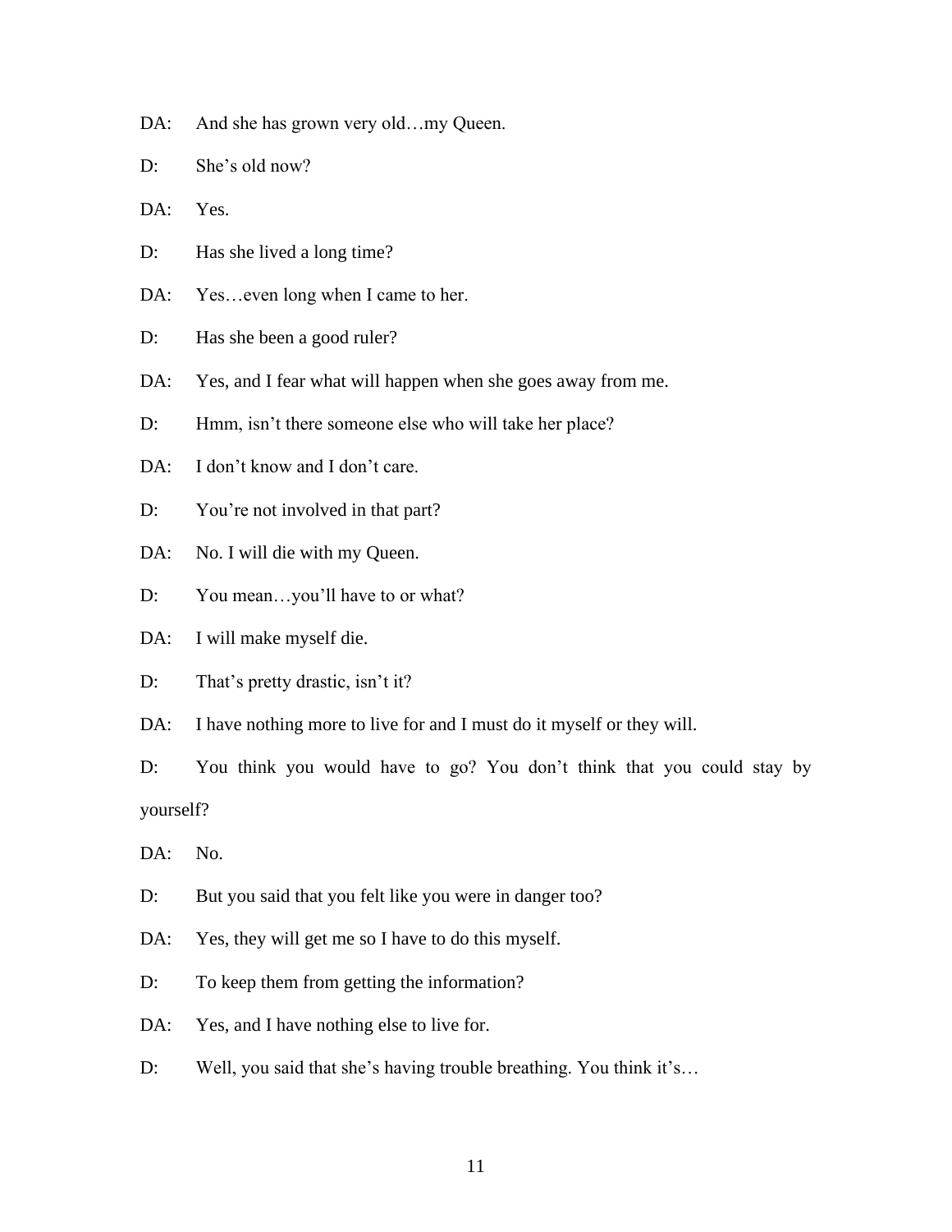DA: And she has grown very old…my Queen.

D: She's old now?

DA: Yes.

D: Has she lived a long time?

DA: Yes…even long when I came to her.

D: Has she been a good ruler?

DA: Yes, and I fear what will happen when she goes away from me.

D: Hmm, isn't there someone else who will take her place?

DA: I don't know and I don't care.

D: You're not involved in that part?

DA: No. I will die with my Queen.

D: You mean…you'll have to or what?

DA: I will make myself die.

D: That's pretty drastic, isn't it?

DA: I have nothing more to live for and I must do it myself or they will.

D: You think you would have to go? You don't think that you could stay by yourself?

DA: No.

D: But you said that you felt like you were in danger too?

DA: Yes, they will get me so I have to do this myself.

D: To keep them from getting the information?

DA: Yes, and I have nothing else to live for.

D: Well, you said that she's having trouble breathing. You think it's…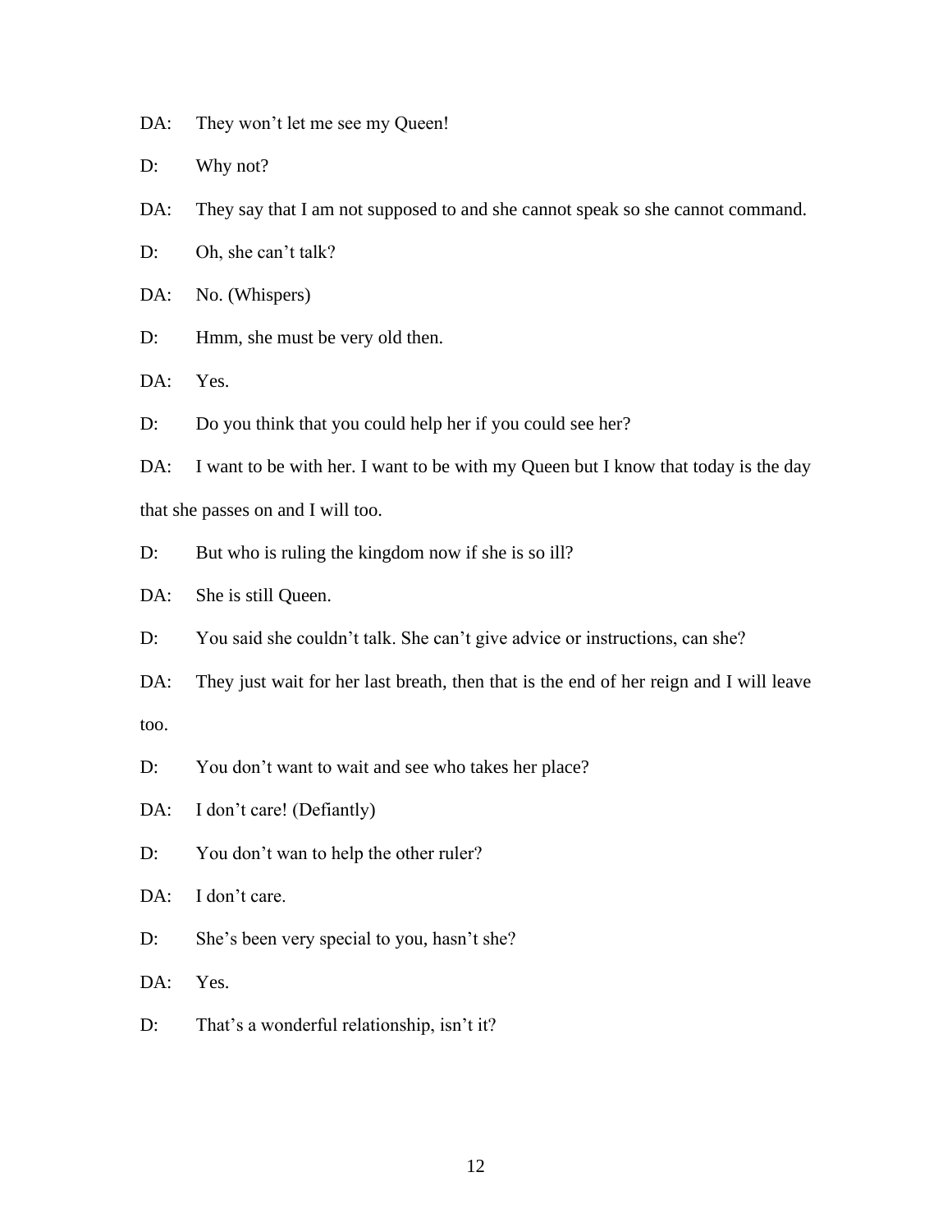DA: They won't let me see my Queen!

D: Why not?

DA: They say that I am not supposed to and she cannot speak so she cannot command.

D: Oh, she can't talk?

DA: No. (Whispers)

D: Hmm, she must be very old then.

DA: Yes.

D: Do you think that you could help her if you could see her?

DA: I want to be with her. I want to be with my Queen but I know that today is the day that she passes on and I will too.

D: But who is ruling the kingdom now if she is so ill?

DA: She is still Queen.

D: You said she couldn't talk. She can't give advice or instructions, can she?

DA: They just wait for her last breath, then that is the end of her reign and I will leave too.

D: You don't want to wait and see who takes her place?

DA: I don't care! (Defiantly)

D: You don't wan to help the other ruler?

DA: I don't care.

D: She's been very special to you, hasn't she?

DA: Yes.

D: That's a wonderful relationship, isn't it?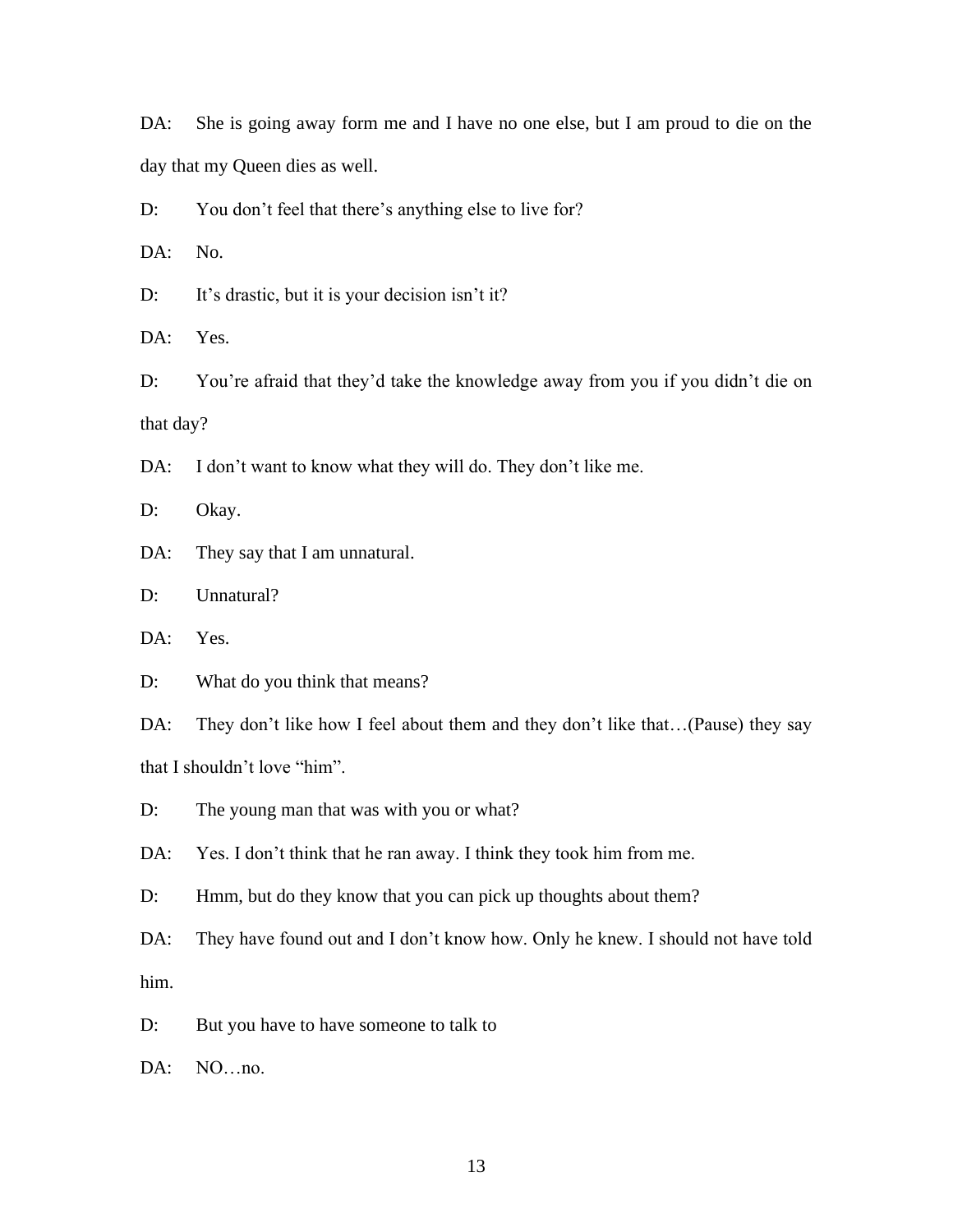DA: She is going away form me and I have no one else, but I am proud to die on the day that my Queen dies as well.

D: You don't feel that there's anything else to live for?

DA: No.

D: It's drastic, but it is your decision isn't it?

DA: Yes.

D: You're afraid that they'd take the knowledge away from you if you didn't die on that day?

DA: I don't want to know what they will do. They don't like me.

D: Okay.

DA: They say that I am unnatural.

D: Unnatural?

DA: Yes.

D: What do you think that means?

DA: They don't like how I feel about them and they don't like that…(Pause) they say that I shouldn't love "him".

D: The young man that was with you or what?

DA: Yes. I don't think that he ran away. I think they took him from me.

D: Hmm, but do they know that you can pick up thoughts about them?

DA: They have found out and I don't know how. Only he knew. I should not have told him.

D: But you have to have someone to talk to

DA: NO…no.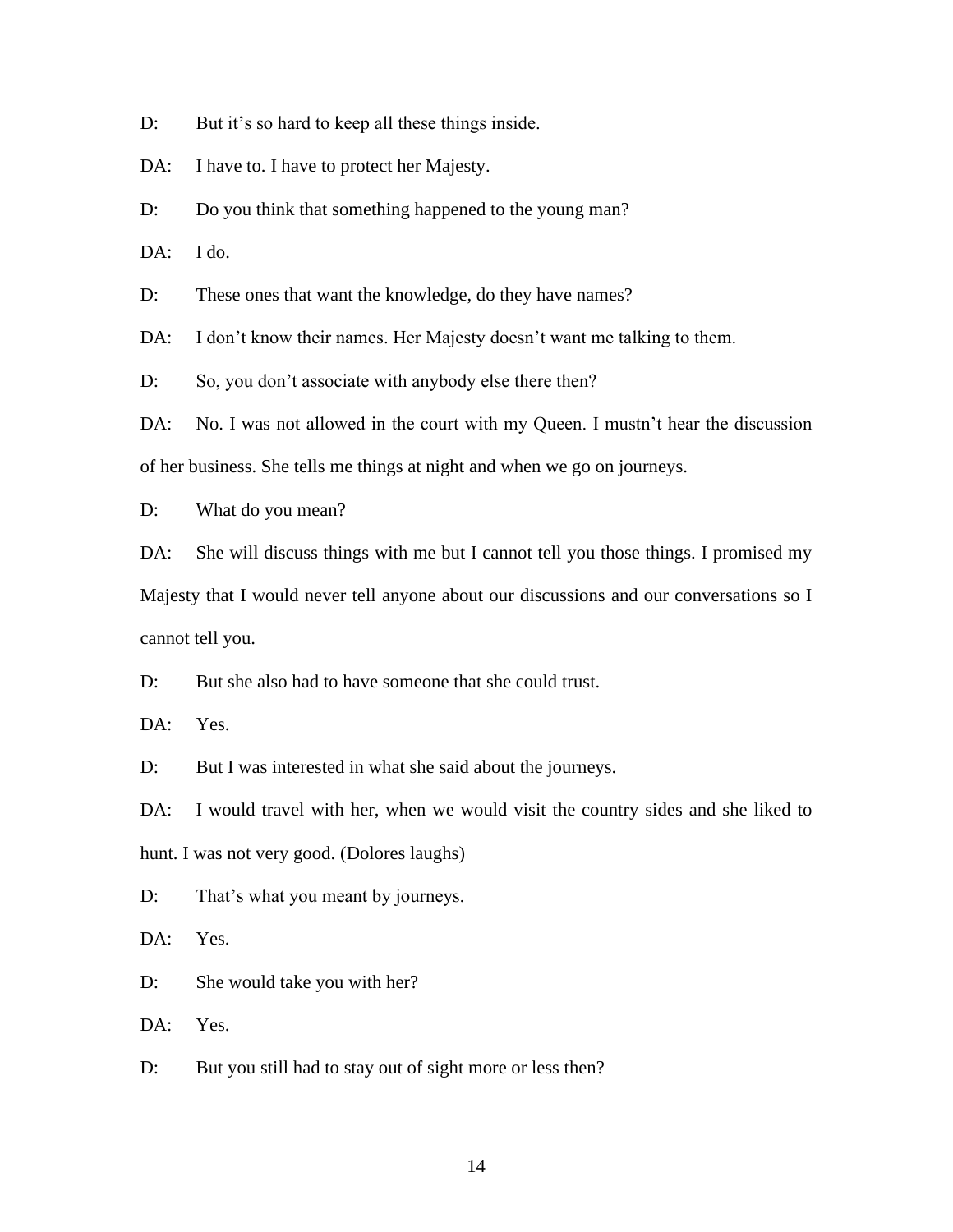D: But it's so hard to keep all these things inside.

DA: I have to. I have to protect her Majesty.

D: Do you think that something happened to the young man?

DA: I do.

D: These ones that want the knowledge, do they have names?

DA: I don't know their names. Her Majesty doesn't want me talking to them.

D: So, you don't associate with anybody else there then?

DA: No. I was not allowed in the court with my Queen. I mustn't hear the discussion of her business. She tells me things at night and when we go on journeys.

D: What do you mean?

DA: She will discuss things with me but I cannot tell you those things. I promised my Majesty that I would never tell anyone about our discussions and our conversations so I cannot tell you.

D: But she also had to have someone that she could trust.

DA: Yes.

D: But I was interested in what she said about the journeys.

DA: I would travel with her, when we would visit the country sides and she liked to hunt. I was not very good. (Dolores laughs)

D: That's what you meant by journeys.

DA: Yes.

D: She would take you with her?

DA: Yes.

D: But you still had to stay out of sight more or less then?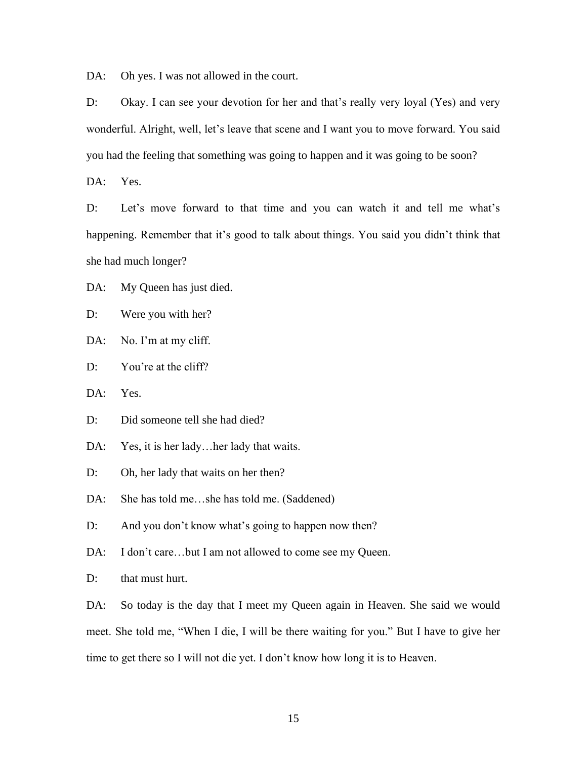DA: Oh yes. I was not allowed in the court.

D: Okay. I can see your devotion for her and that's really very loyal (Yes) and very wonderful. Alright, well, let's leave that scene and I want you to move forward. You said you had the feeling that something was going to happen and it was going to be soon?

DA: Yes.

D: Let's move forward to that time and you can watch it and tell me what's happening. Remember that it's good to talk about things. You said you didn't think that she had much longer?

DA: My Queen has just died.

D: Were you with her?

DA: No. I'm at my cliff.

D: You're at the cliff?

DA: Yes.

D: Did someone tell she had died?

DA: Yes, it is her lady…her lady that waits.

D: Oh, her lady that waits on her then?

DA: She has told me…she has told me. (Saddened)

D: And you don't know what's going to happen now then?

DA: I don't care…but I am not allowed to come see my Queen.

D: that must hurt.

DA: So today is the day that I meet my Queen again in Heaven. She said we would meet. She told me, "When I die, I will be there waiting for you." But I have to give her time to get there so I will not die yet. I don't know how long it is to Heaven.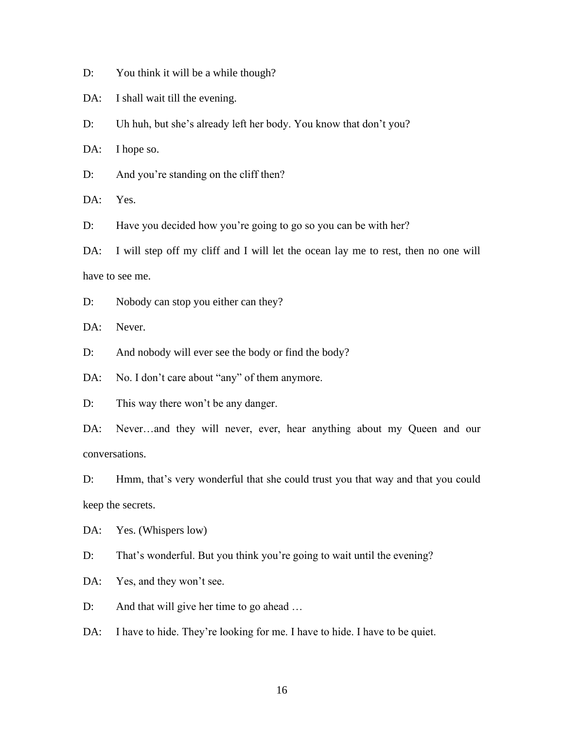D: You think it will be a while though?

DA: I shall wait till the evening.

D: Uh huh, but she's already left her body. You know that don't you?

DA: I hope so.

D: And you're standing on the cliff then?

DA: Yes.

D: Have you decided how you're going to go so you can be with her?

DA: I will step off my cliff and I will let the ocean lay me to rest, then no one will have to see me.

D: Nobody can stop you either can they?

DA: Never.

D: And nobody will ever see the body or find the body?

DA: No. I don't care about "any" of them anymore.

D: This way there won't be any danger.

DA: Never…and they will never, ever, hear anything about my Queen and our conversations.

D: Hmm, that's very wonderful that she could trust you that way and that you could keep the secrets.

DA: Yes. (Whispers low)

D: That's wonderful. But you think you're going to wait until the evening?

DA: Yes, and they won't see.

D: And that will give her time to go ahead …

DA: I have to hide. They're looking for me. I have to hide. I have to be quiet.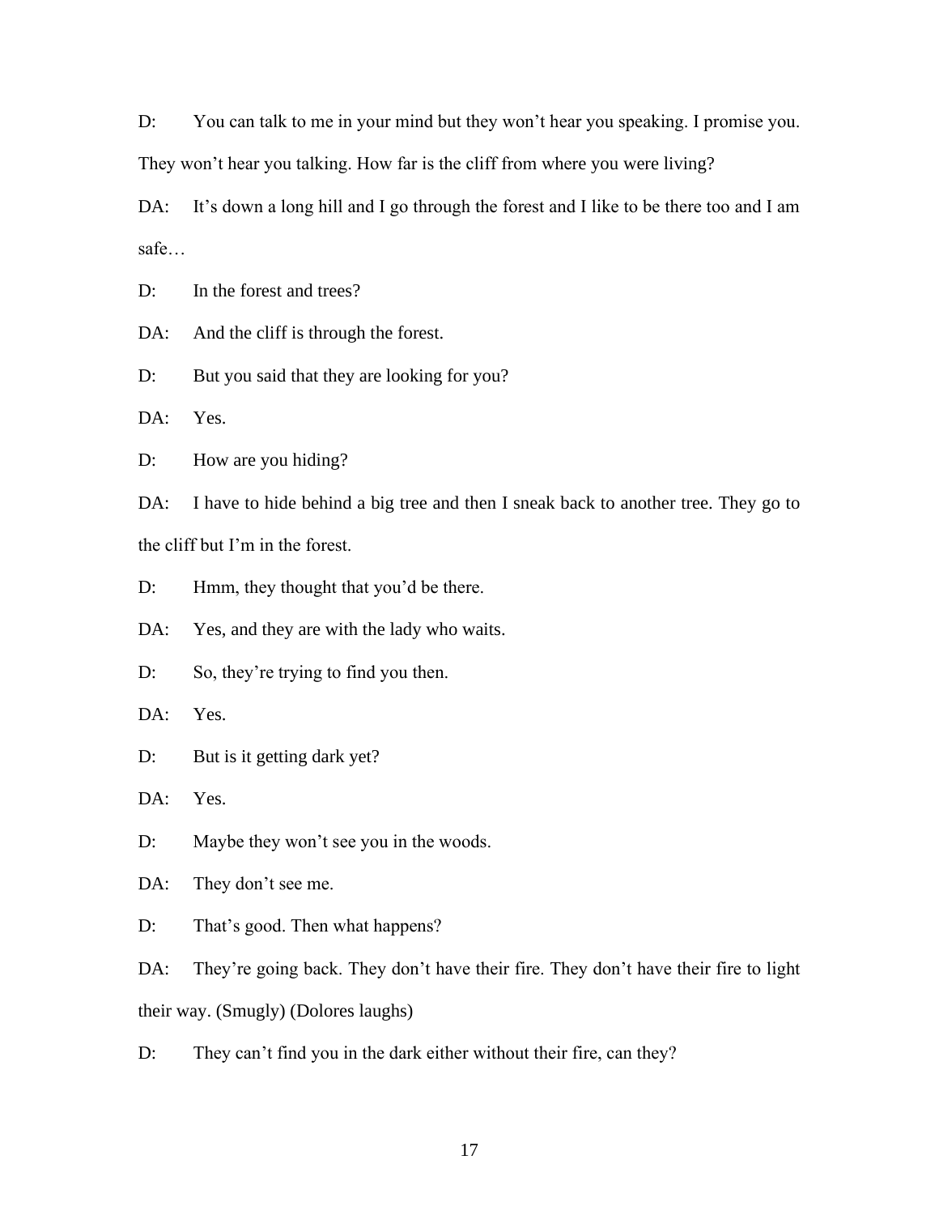D: You can talk to me in your mind but they won't hear you speaking. I promise you. They won't hear you talking. How far is the cliff from where you were living?

DA: It's down a long hill and I go through the forest and I like to be there too and I am safe…

D: In the forest and trees?

DA: And the cliff is through the forest.

D: But you said that they are looking for you?

DA: Yes.

D: How are you hiding?

DA: I have to hide behind a big tree and then I sneak back to another tree. They go to the cliff but I'm in the forest.

D: Hmm, they thought that you'd be there.

DA: Yes, and they are with the lady who waits.

D: So, they're trying to find you then.

DA: Yes.

D: But is it getting dark yet?

DA: Yes.

D: Maybe they won't see you in the woods.

DA: They don't see me.

D: That's good. Then what happens?

DA: They're going back. They don't have their fire. They don't have their fire to light their way. (Smugly) (Dolores laughs)

D: They can't find you in the dark either without their fire, can they?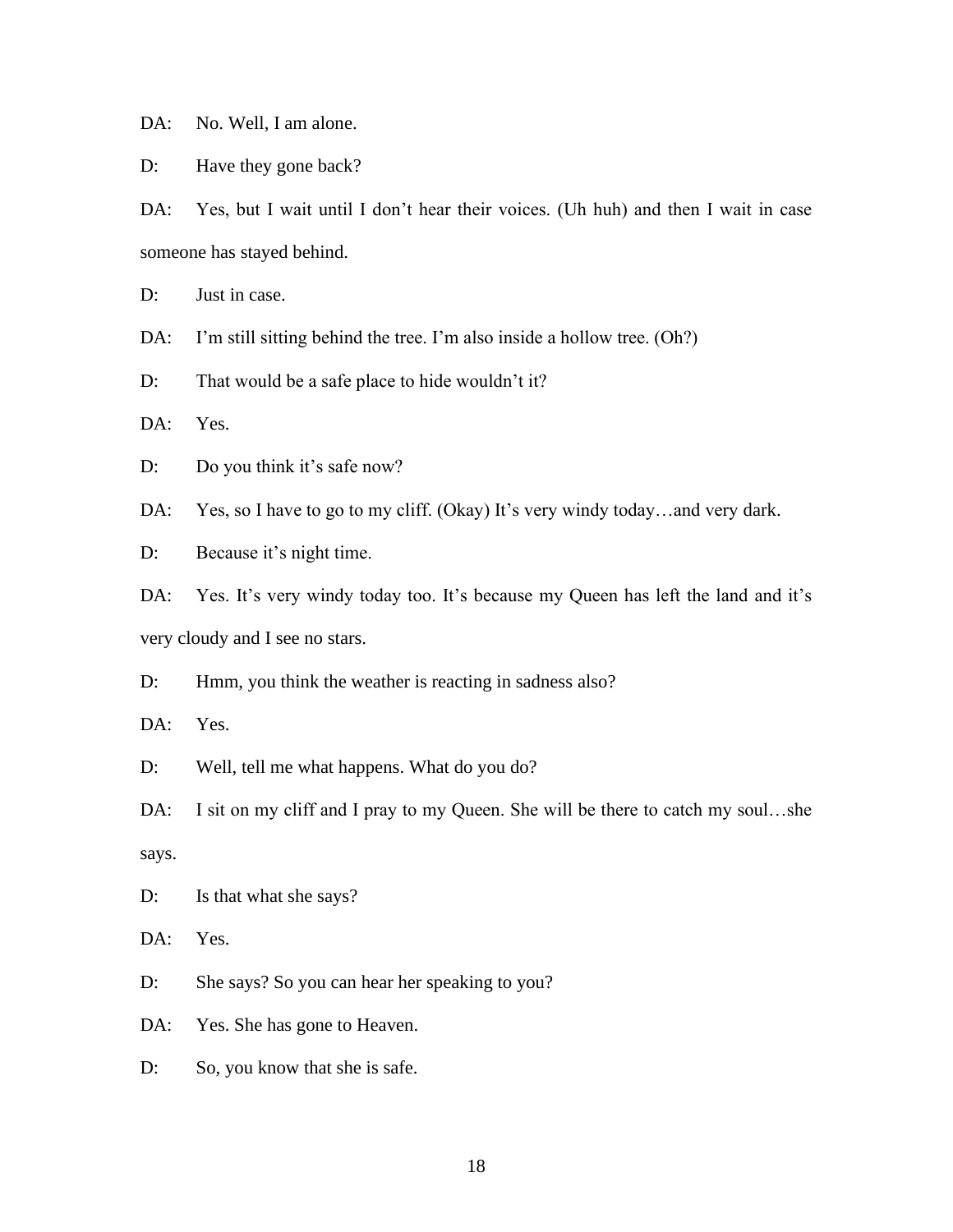DA: No. Well, I am alone.

D: Have they gone back?

DA: Yes, but I wait until I don't hear their voices. (Uh huh) and then I wait in case someone has stayed behind.

D: Just in case.

DA: I'm still sitting behind the tree. I'm also inside a hollow tree. (Oh?)

D: That would be a safe place to hide wouldn't it?

DA: Yes.

D: Do you think it's safe now?

DA: Yes, so I have to go to my cliff. (Okay) It's very windy today…and very dark.

D: Because it's night time.

DA: Yes. It's very windy today too. It's because my Queen has left the land and it's very cloudy and I see no stars.

D: Hmm, you think the weather is reacting in sadness also?

DA: Yes.

D: Well, tell me what happens. What do you do?

DA: I sit on my cliff and I pray to my Queen. She will be there to catch my soul…she says.

D: Is that what she says?

DA: Yes.

D: She says? So you can hear her speaking to you?

DA: Yes. She has gone to Heaven.

D: So, you know that she is safe.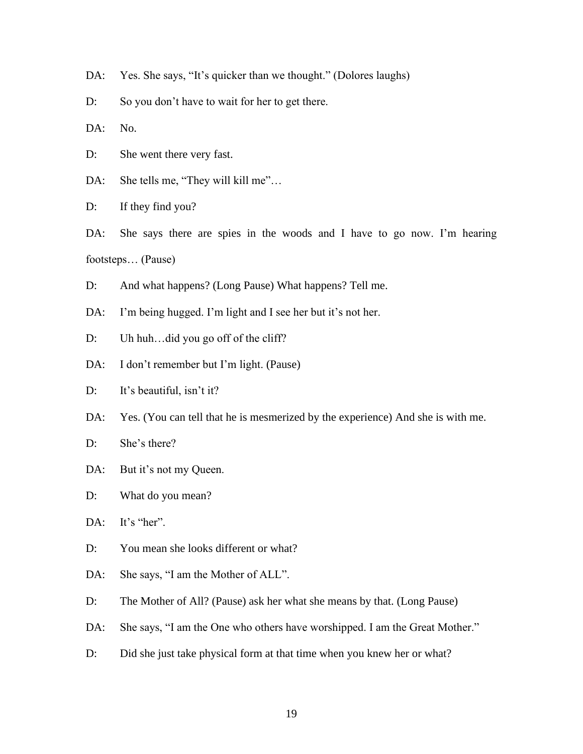DA: Yes. She says, "It's quicker than we thought." (Dolores laughs)

D: So you don't have to wait for her to get there.

DA: No.

D: She went there very fast.

DA: She tells me, "They will kill me"…

D: If they find you?

DA: She says there are spies in the woods and I have to go now. I'm hearing footsteps… (Pause)

D: And what happens? (Long Pause) What happens? Tell me.

DA: I'm being hugged. I'm light and I see her but it's not her.

D: Uh huh…did you go off of the cliff?

DA: I don't remember but I'm light. (Pause)

D: It's beautiful, isn't it?

DA: Yes. (You can tell that he is mesmerized by the experience) And she is with me.

D: She's there?

DA: But it's not my Queen.

D: What do you mean?

DA: It's "her".

D: You mean she looks different or what?

DA: She says, "I am the Mother of ALL".

D: The Mother of All? (Pause) ask her what she means by that. (Long Pause)

DA: She says, "I am the One who others have worshipped. I am the Great Mother."

D: Did she just take physical form at that time when you knew her or what?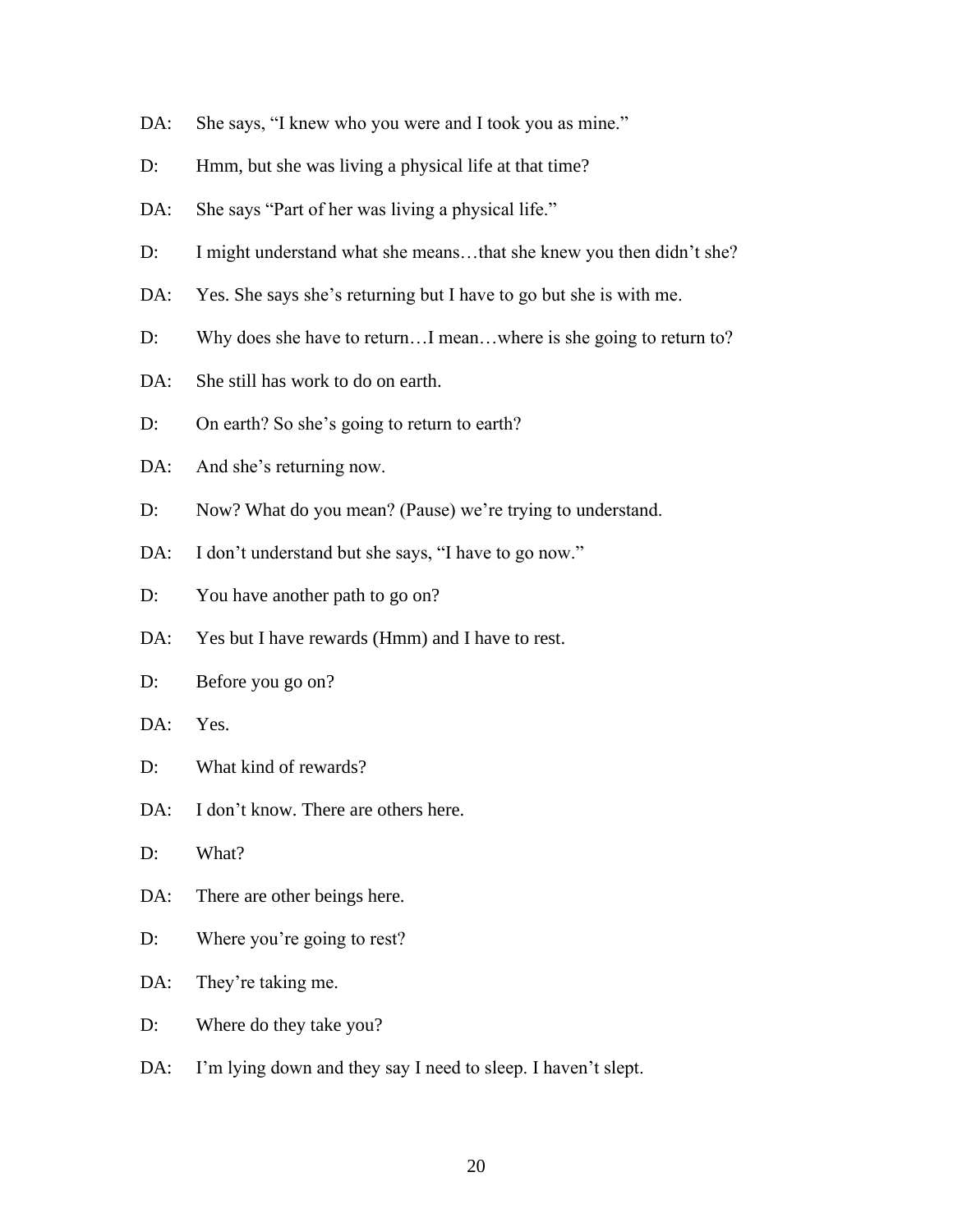DA: She says, "I knew who you were and I took you as mine."

D: Hmm, but she was living a physical life at that time?

DA: She says "Part of her was living a physical life."

D: I might understand what she means…that she knew you then didn't she?

DA: Yes. She says she's returning but I have to go but she is with me.

D: Why does she have to return…I mean…where is she going to return to?

DA: She still has work to do on earth.

D: On earth? So she's going to return to earth?

DA: And she's returning now.

D: Now? What do you mean? (Pause) we're trying to understand.

DA: I don't understand but she says, "I have to go now."

D: You have another path to go on?

DA: Yes but I have rewards (Hmm) and I have to rest.

D: Before you go on?

DA: Yes.

D: What kind of rewards?

DA: I don't know. There are others here.

D: What?

DA: There are other beings here.

D: Where you're going to rest?

DA: They're taking me.

D: Where do they take you?

DA: I'm lying down and they say I need to sleep. I haven't slept.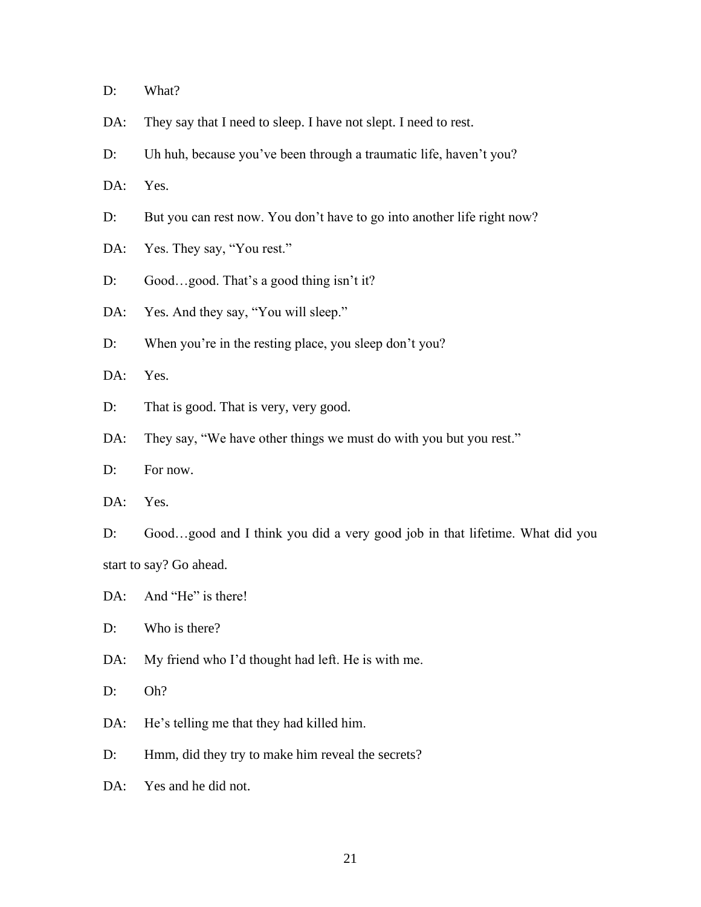D: What?

DA: They say that I need to sleep. I have not slept. I need to rest.

D: Uh huh, because you've been through a traumatic life, haven't you?

DA: Yes.

D: But you can rest now. You don't have to go into another life right now?

DA: Yes. They say, "You rest."

D: Good…good. That's a good thing isn't it?

DA: Yes. And they say, "You will sleep."

D: When you're in the resting place, you sleep don't you?

DA: Yes.

D: That is good. That is very, very good.

DA: They say, "We have other things we must do with you but you rest."

D: For now.

DA: Yes.

D: Good…good and I think you did a very good job in that lifetime. What did you start to say? Go ahead.

DA: And "He" is there!

D: Who is there?

DA: My friend who I'd thought had left. He is with me.

D: Oh?

DA: He's telling me that they had killed him.

D: Hmm, did they try to make him reveal the secrets?

DA: Yes and he did not.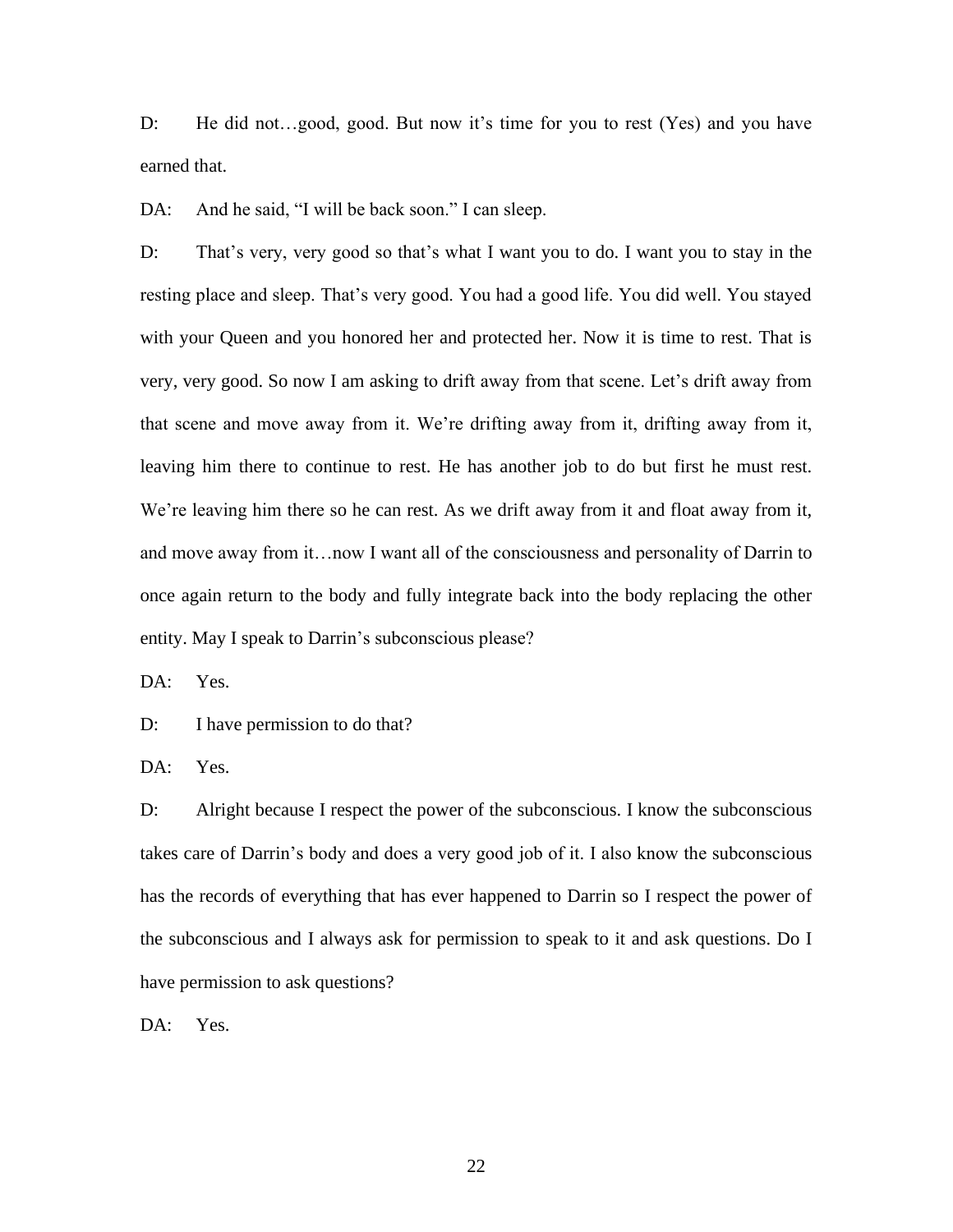D: He did not…good, good. But now it's time for you to rest (Yes) and you have earned that.

DA: And he said, "I will be back soon." I can sleep.

D: That's very, very good so that's what I want you to do. I want you to stay in the resting place and sleep. That's very good. You had a good life. You did well. You stayed with your Queen and you honored her and protected her. Now it is time to rest. That is very, very good. So now I am asking to drift away from that scene. Let's drift away from that scene and move away from it. We're drifting away from it, drifting away from it, leaving him there to continue to rest. He has another job to do but first he must rest. We're leaving him there so he can rest. As we drift away from it and float away from it, and move away from it…now I want all of the consciousness and personality of Darrin to once again return to the body and fully integrate back into the body replacing the other entity. May I speak to Darrin's subconscious please?

DA: Yes.

D: I have permission to do that?

DA: Yes.

D: Alright because I respect the power of the subconscious. I know the subconscious takes care of Darrin's body and does a very good job of it. I also know the subconscious has the records of everything that has ever happened to Darrin so I respect the power of the subconscious and I always ask for permission to speak to it and ask questions. Do I have permission to ask questions?

DA: Yes.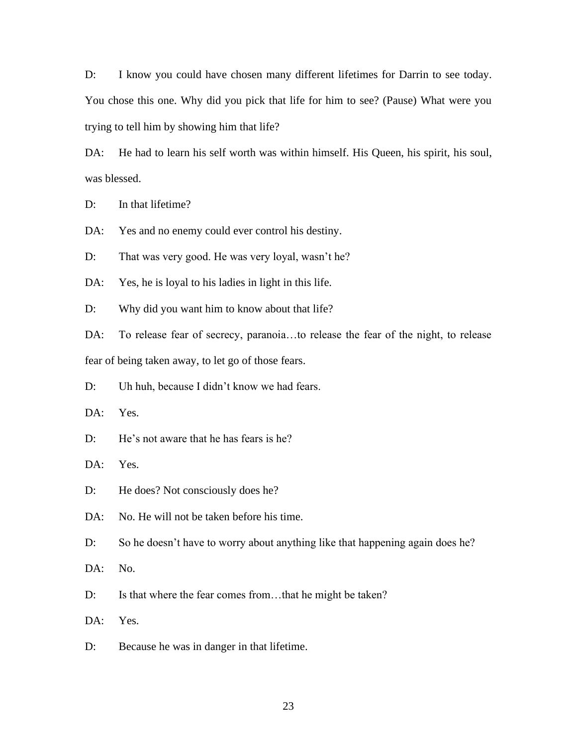D: I know you could have chosen many different lifetimes for Darrin to see today. You chose this one. Why did you pick that life for him to see? (Pause) What were you trying to tell him by showing him that life?

DA: He had to learn his self worth was within himself. His Queen, his spirit, his soul, was blessed.

D: In that lifetime?

DA: Yes and no enemy could ever control his destiny.

D: That was very good. He was very loyal, wasn't he?

DA: Yes, he is loyal to his ladies in light in this life.

D: Why did you want him to know about that life?

DA: To release fear of secrecy, paranoia…to release the fear of the night, to release fear of being taken away, to let go of those fears.

D: Uh huh, because I didn't know we had fears.

DA: Yes.

D: He's not aware that he has fears is he?

DA: Yes.

D: He does? Not consciously does he?

DA: No. He will not be taken before his time.

D: So he doesn't have to worry about anything like that happening again does he?

DA: No.

D: Is that where the fear comes from…that he might be taken?

DA: Yes.

D: Because he was in danger in that lifetime.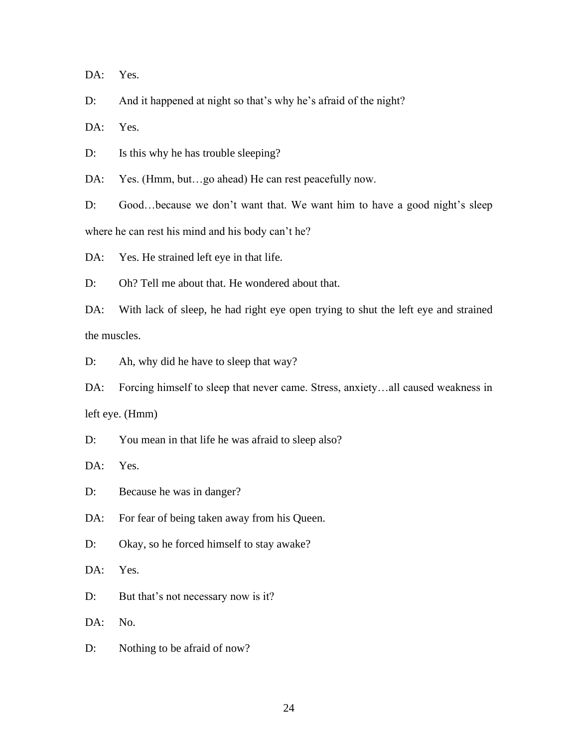DA: Yes.

D: And it happened at night so that's why he's afraid of the night?

DA: Yes.

D: Is this why he has trouble sleeping?

DA: Yes. (Hmm, but…go ahead) He can rest peacefully now.

D: Good…because we don't want that. We want him to have a good night's sleep where he can rest his mind and his body can't he?

DA: Yes. He strained left eye in that life.

D: Oh? Tell me about that. He wondered about that.

DA: With lack of sleep, he had right eye open trying to shut the left eye and strained the muscles.

D: Ah, why did he have to sleep that way?

DA: Forcing himself to sleep that never came. Stress, anxiety…all caused weakness in left eye. (Hmm)

D: You mean in that life he was afraid to sleep also?

DA: Yes.

D: Because he was in danger?

DA: For fear of being taken away from his Queen.

D: Okay, so he forced himself to stay awake?

DA: Yes.

D: But that's not necessary now is it?

DA: No.

D: Nothing to be afraid of now?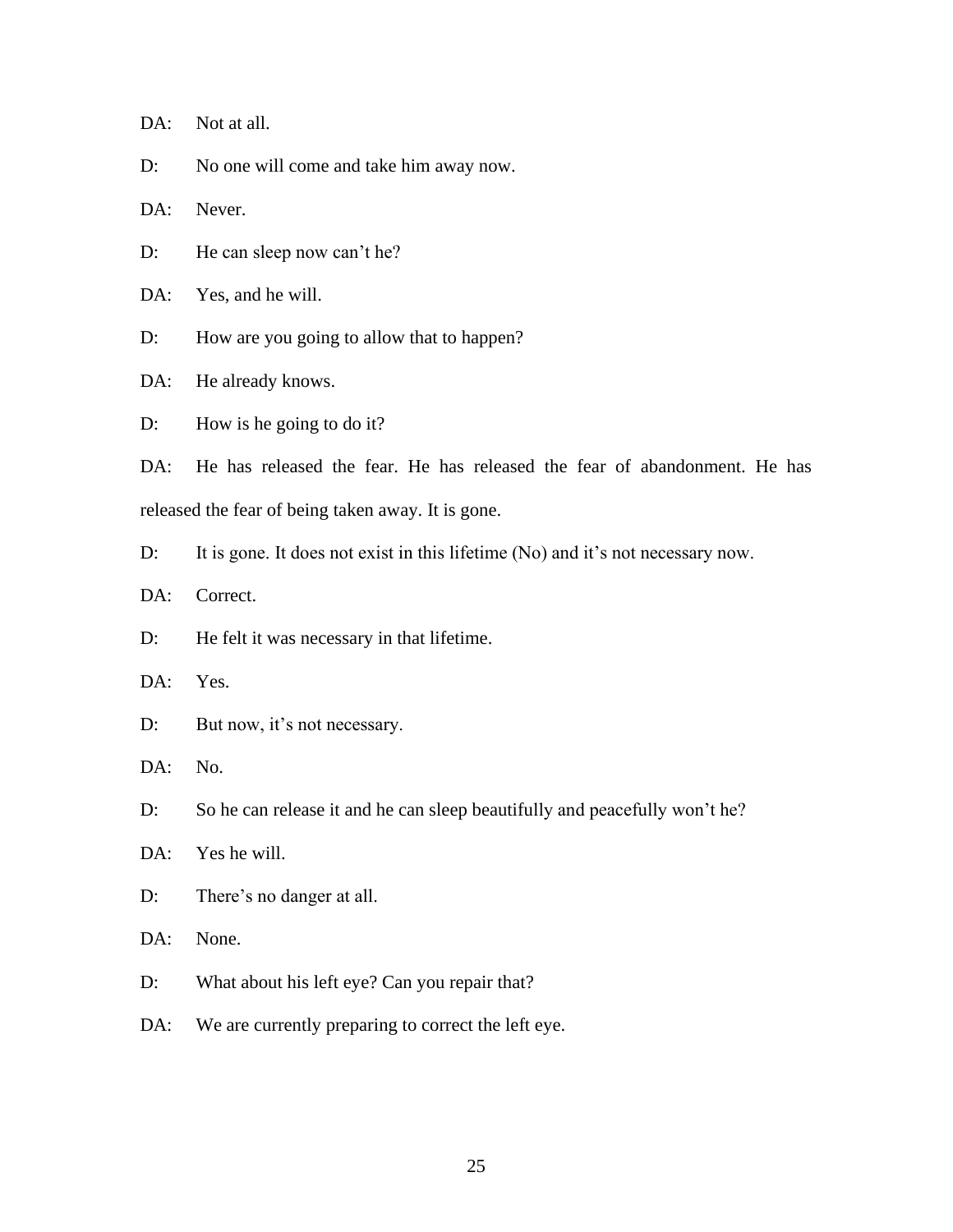DA: Not at all.

D: No one will come and take him away now.

DA: Never.

D: He can sleep now can't he?

DA: Yes, and he will.

D: How are you going to allow that to happen?

DA: He already knows.

D: How is he going to do it?

DA: He has released the fear. He has released the fear of abandonment. He has released the fear of being taken away. It is gone.

D: It is gone. It does not exist in this lifetime (No) and it's not necessary now.

DA: Correct.

D: He felt it was necessary in that lifetime.

DA: Yes.

D: But now, it's not necessary.

DA: No.

D: So he can release it and he can sleep beautifully and peacefully won't he?

DA: Yes he will.

D: There's no danger at all.

DA: None.

D: What about his left eye? Can you repair that?

DA: We are currently preparing to correct the left eye.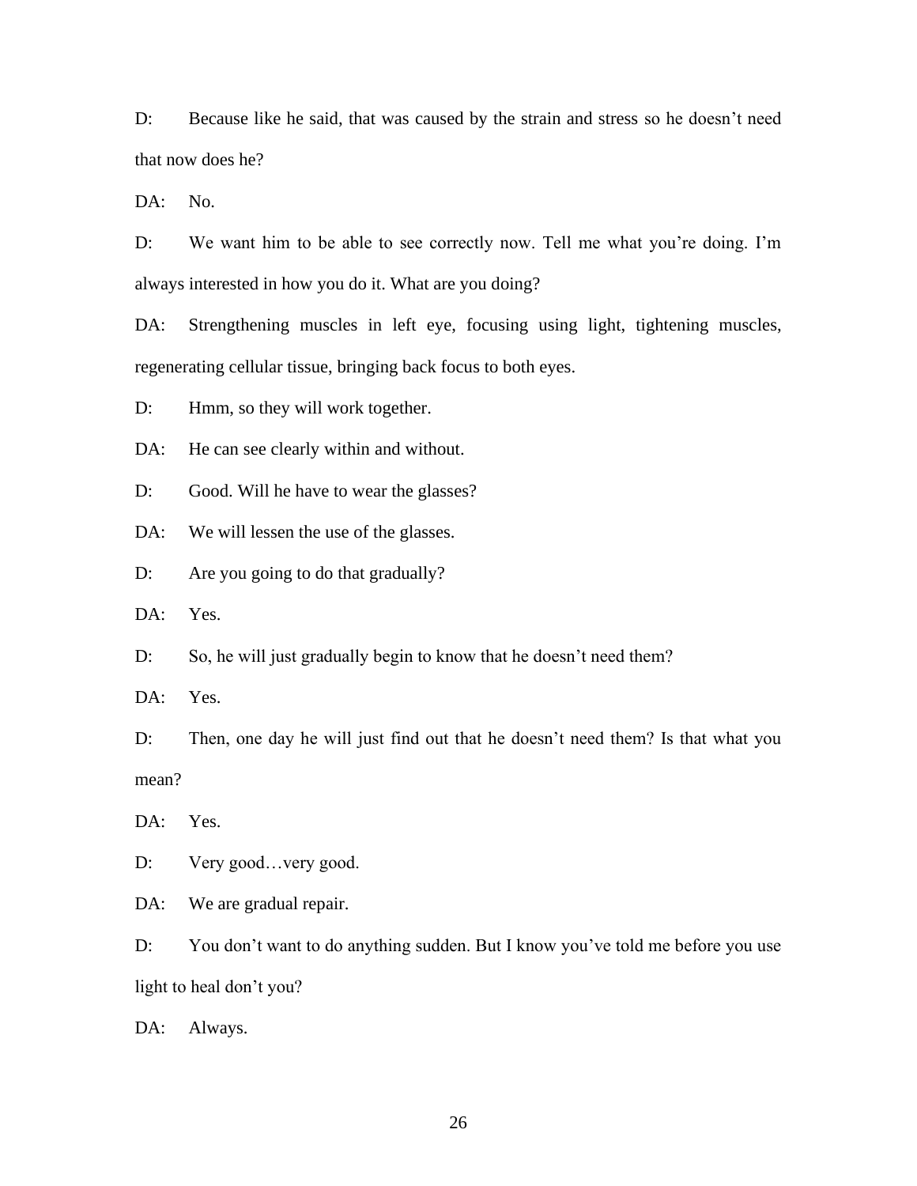D: Because like he said, that was caused by the strain and stress so he doesn't need that now does he?

DA: No.

D: We want him to be able to see correctly now. Tell me what you're doing. I'm always interested in how you do it. What are you doing?

DA: Strengthening muscles in left eye, focusing using light, tightening muscles, regenerating cellular tissue, bringing back focus to both eyes.

D: Hmm, so they will work together.

DA: He can see clearly within and without.

D: Good. Will he have to wear the glasses?

DA: We will lessen the use of the glasses.

D: Are you going to do that gradually?

DA: Yes.

D: So, he will just gradually begin to know that he doesn't need them?

DA: Yes.

D: Then, one day he will just find out that he doesn't need them? Is that what you mean?

DA: Yes.

D: Very good…very good.

DA: We are gradual repair.

D: You don't want to do anything sudden. But I know you've told me before you use light to heal don't you?

DA: Always.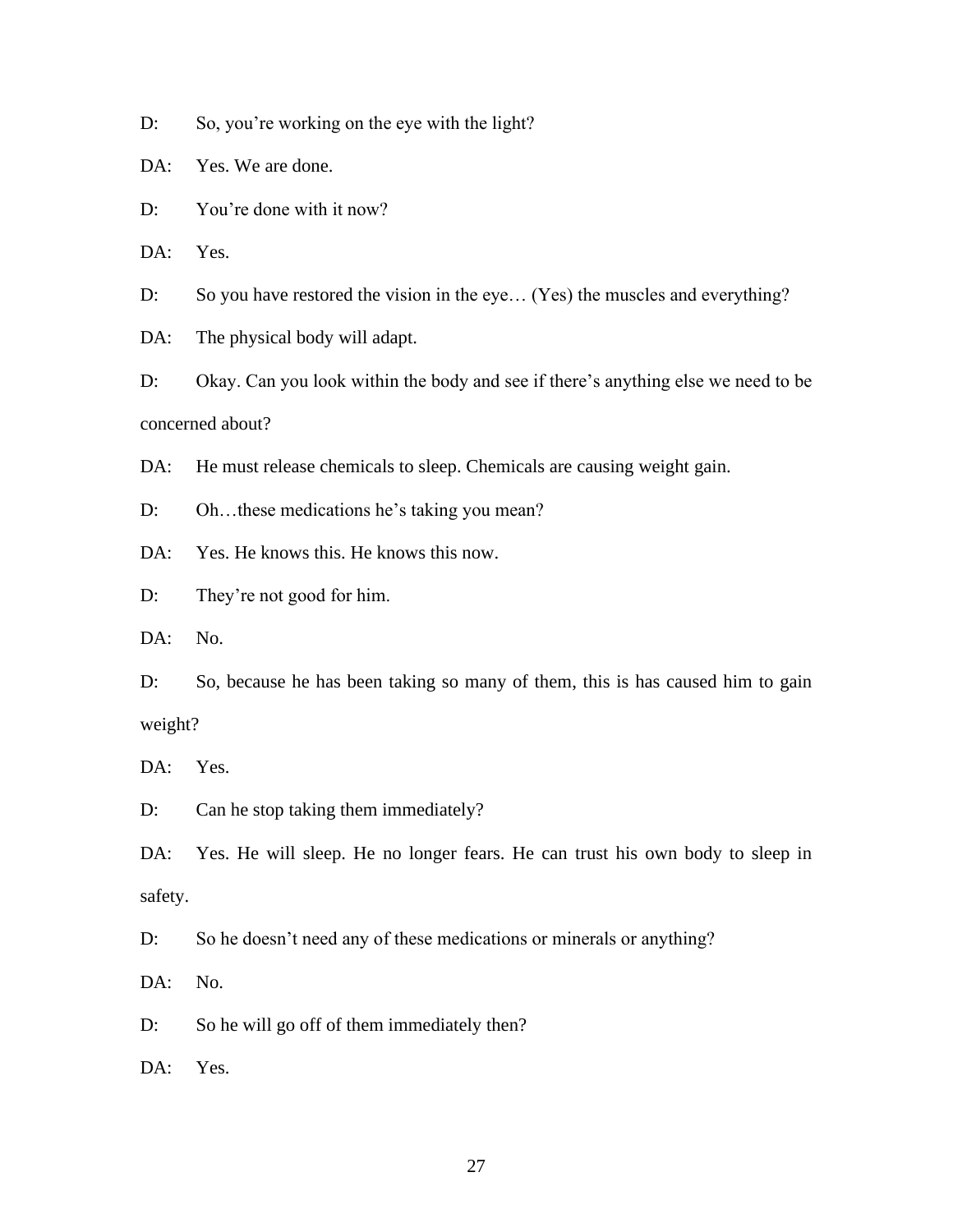D: So, you're working on the eye with the light?

DA: Yes. We are done.

D: You're done with it now?

DA: Yes.

D: So you have restored the vision in the eye… (Yes) the muscles and everything?

DA: The physical body will adapt.

D: Okay. Can you look within the body and see if there's anything else we need to be concerned about?

DA: He must release chemicals to sleep. Chemicals are causing weight gain.

D: Oh…these medications he's taking you mean?

DA: Yes. He knows this. He knows this now.

D: They're not good for him.

DA: No.

D: So, because he has been taking so many of them, this is has caused him to gain weight?

DA: Yes.

D: Can he stop taking them immediately?

DA: Yes. He will sleep. He no longer fears. He can trust his own body to sleep in safety.

D: So he doesn't need any of these medications or minerals or anything?

DA: No.

D: So he will go off of them immediately then?

DA: Yes.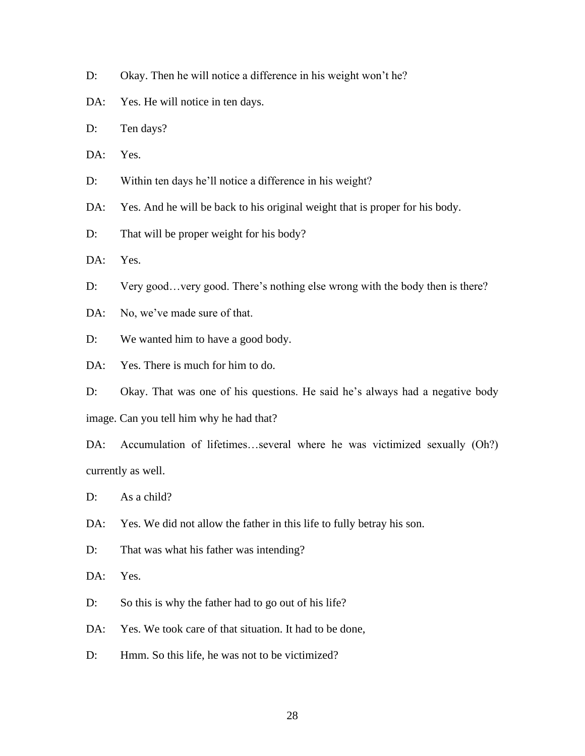D: Okay. Then he will notice a difference in his weight won't he?

DA: Yes. He will notice in ten days.

D: Ten days?

DA: Yes.

D: Within ten days he'll notice a difference in his weight?

DA: Yes. And he will be back to his original weight that is proper for his body.

D: That will be proper weight for his body?

DA: Yes.

D: Very good…very good. There's nothing else wrong with the body then is there?

DA: No, we've made sure of that.

D: We wanted him to have a good body.

DA: Yes. There is much for him to do.

D: Okay. That was one of his questions. He said he's always had a negative body image. Can you tell him why he had that?

DA: Accumulation of lifetimes…several where he was victimized sexually (Oh?) currently as well.

D: As a child?

DA: Yes. We did not allow the father in this life to fully betray his son.

D: That was what his father was intending?

DA: Yes.

D: So this is why the father had to go out of his life?

DA: Yes. We took care of that situation. It had to be done,

D: Hmm. So this life, he was not to be victimized?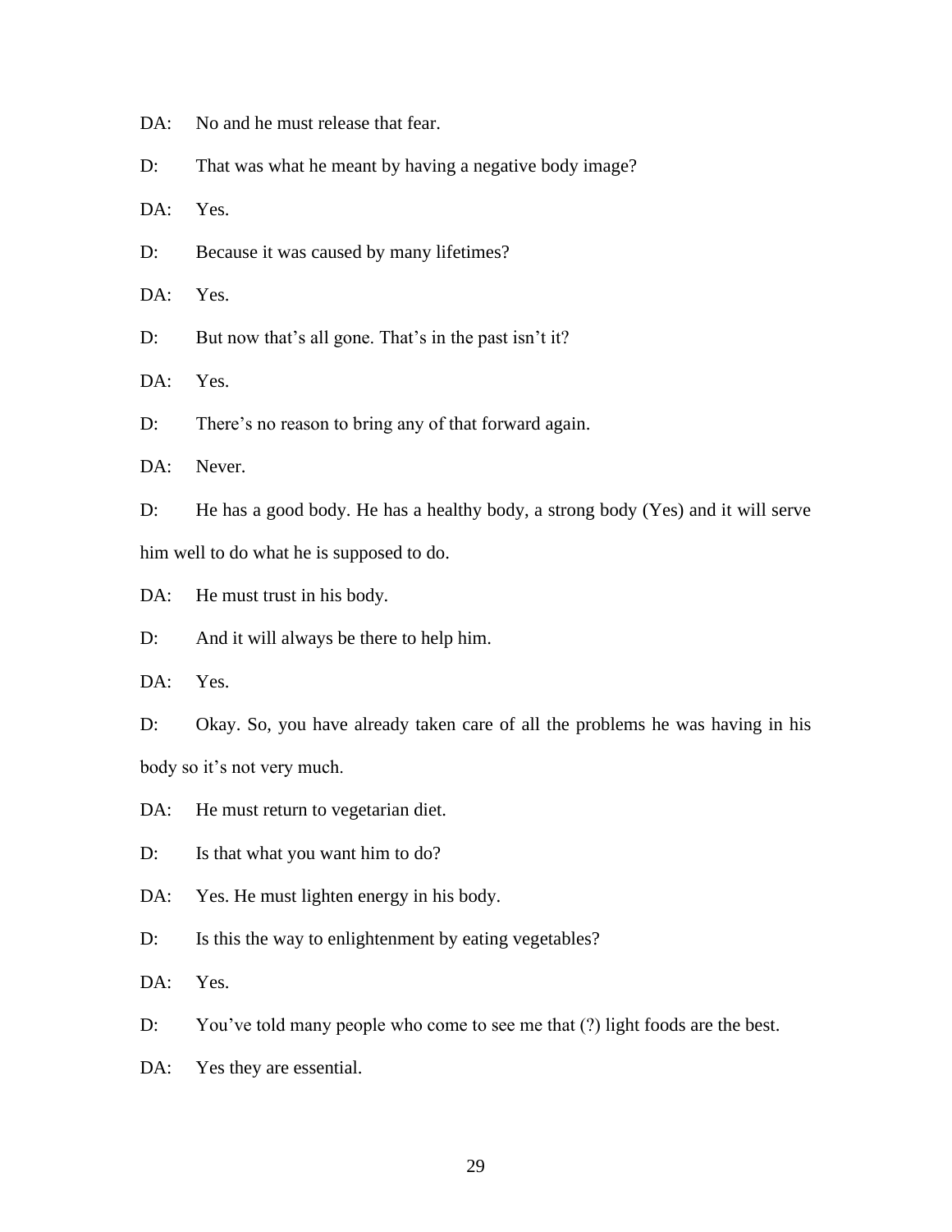DA: No and he must release that fear.

D: That was what he meant by having a negative body image?

DA: Yes.

D: Because it was caused by many lifetimes?

DA: Yes.

D: But now that's all gone. That's in the past isn't it?

DA: Yes.

D: There's no reason to bring any of that forward again.

DA: Never.

D: He has a good body. He has a healthy body, a strong body (Yes) and it will serve him well to do what he is supposed to do.

DA: He must trust in his body.

D: And it will always be there to help him.

DA: Yes.

D: Okay. So, you have already taken care of all the problems he was having in his body so it's not very much.

DA: He must return to vegetarian diet.

D: Is that what you want him to do?

DA: Yes. He must lighten energy in his body.

D: Is this the way to enlightenment by eating vegetables?

DA: Yes.

D: You've told many people who come to see me that (?) light foods are the best.

DA: Yes they are essential.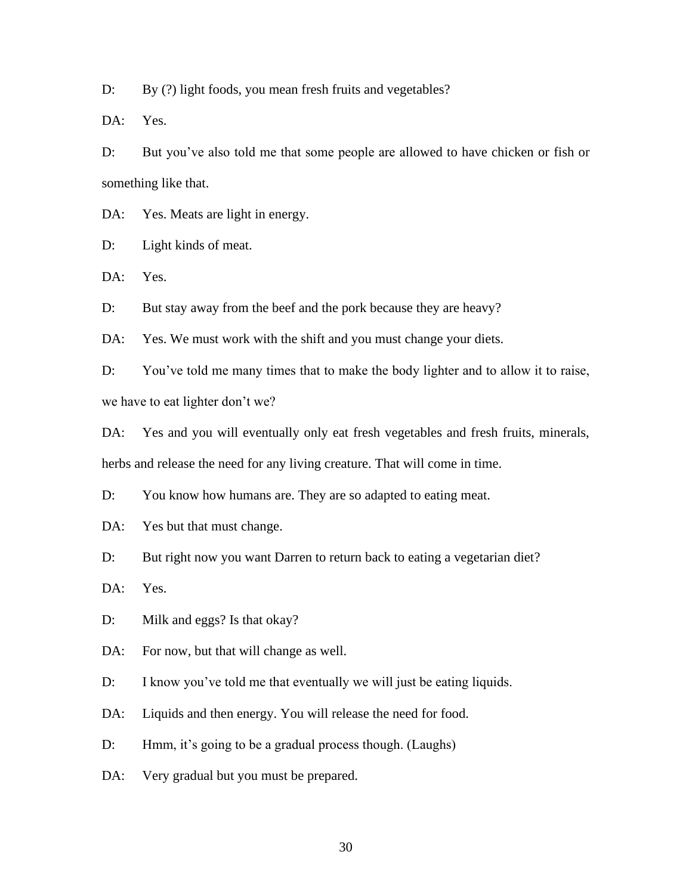D: By (?) light foods, you mean fresh fruits and vegetables?

DA: Yes.

D: But you've also told me that some people are allowed to have chicken or fish or something like that.

DA: Yes. Meats are light in energy.

D: Light kinds of meat.

DA: Yes.

D: But stay away from the beef and the pork because they are heavy?

DA: Yes. We must work with the shift and you must change your diets.

D: You've told me many times that to make the body lighter and to allow it to raise, we have to eat lighter don't we?

DA: Yes and you will eventually only eat fresh vegetables and fresh fruits, minerals, herbs and release the need for any living creature. That will come in time.

D: You know how humans are. They are so adapted to eating meat.

DA: Yes but that must change.

D: But right now you want Darren to return back to eating a vegetarian diet?

DA: Yes.

D: Milk and eggs? Is that okay?

DA: For now, but that will change as well.

D: I know you've told me that eventually we will just be eating liquids.

DA: Liquids and then energy. You will release the need for food.

D: Hmm, it's going to be a gradual process though. (Laughs)

DA: Very gradual but you must be prepared.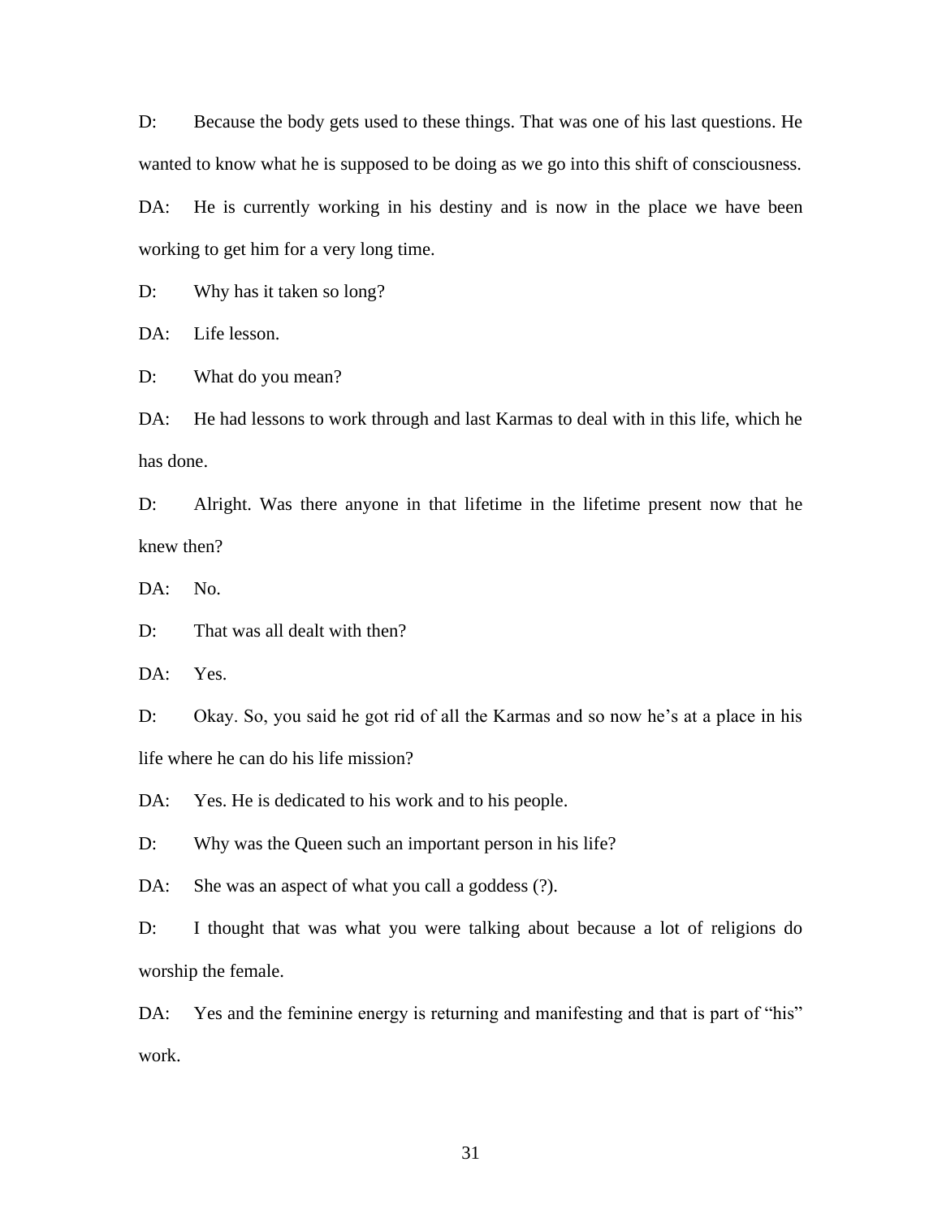D: Because the body gets used to these things. That was one of his last questions. He wanted to know what he is supposed to be doing as we go into this shift of consciousness.

DA: He is currently working in his destiny and is now in the place we have been working to get him for a very long time.

D: Why has it taken so long?

DA: Life lesson.

D: What do you mean?

DA: He had lessons to work through and last Karmas to deal with in this life, which he has done.

D: Alright. Was there anyone in that lifetime in the lifetime present now that he knew then?

DA: No.

D: That was all dealt with then?

DA: Yes.

D: Okay. So, you said he got rid of all the Karmas and so now he's at a place in his life where he can do his life mission?

DA: Yes. He is dedicated to his work and to his people.

D: Why was the Queen such an important person in his life?

DA: She was an aspect of what you call a goddess (?).

D: I thought that was what you were talking about because a lot of religions do worship the female.

DA: Yes and the feminine energy is returning and manifesting and that is part of "his" work.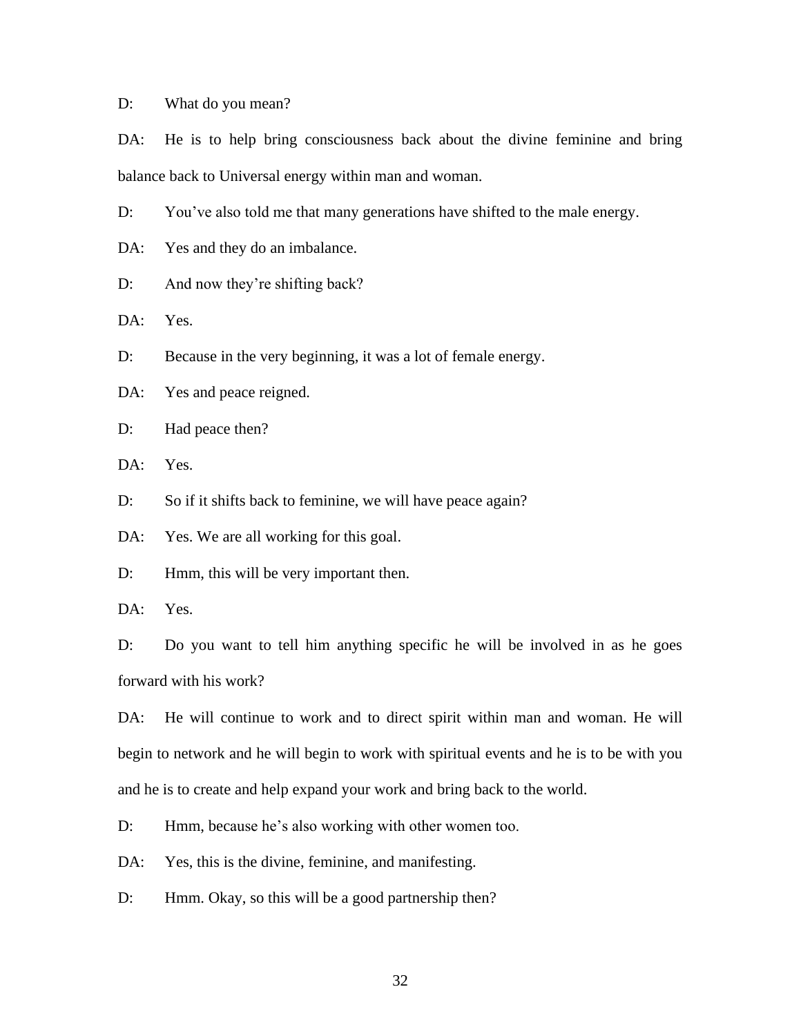D: What do you mean?

DA: He is to help bring consciousness back about the divine feminine and bring balance back to Universal energy within man and woman.

D: You've also told me that many generations have shifted to the male energy.

DA: Yes and they do an imbalance.

D: And now they're shifting back?

DA: Yes.

D: Because in the very beginning, it was a lot of female energy.

DA: Yes and peace reigned.

D: Had peace then?

DA: Yes.

D: So if it shifts back to feminine, we will have peace again?

DA: Yes. We are all working for this goal.

D: Hmm, this will be very important then.

DA: Yes.

D: Do you want to tell him anything specific he will be involved in as he goes forward with his work?

DA: He will continue to work and to direct spirit within man and woman. He will begin to network and he will begin to work with spiritual events and he is to be with you and he is to create and help expand your work and bring back to the world.

D: Hmm, because he's also working with other women too.

DA: Yes, this is the divine, feminine, and manifesting.

D: Hmm. Okay, so this will be a good partnership then?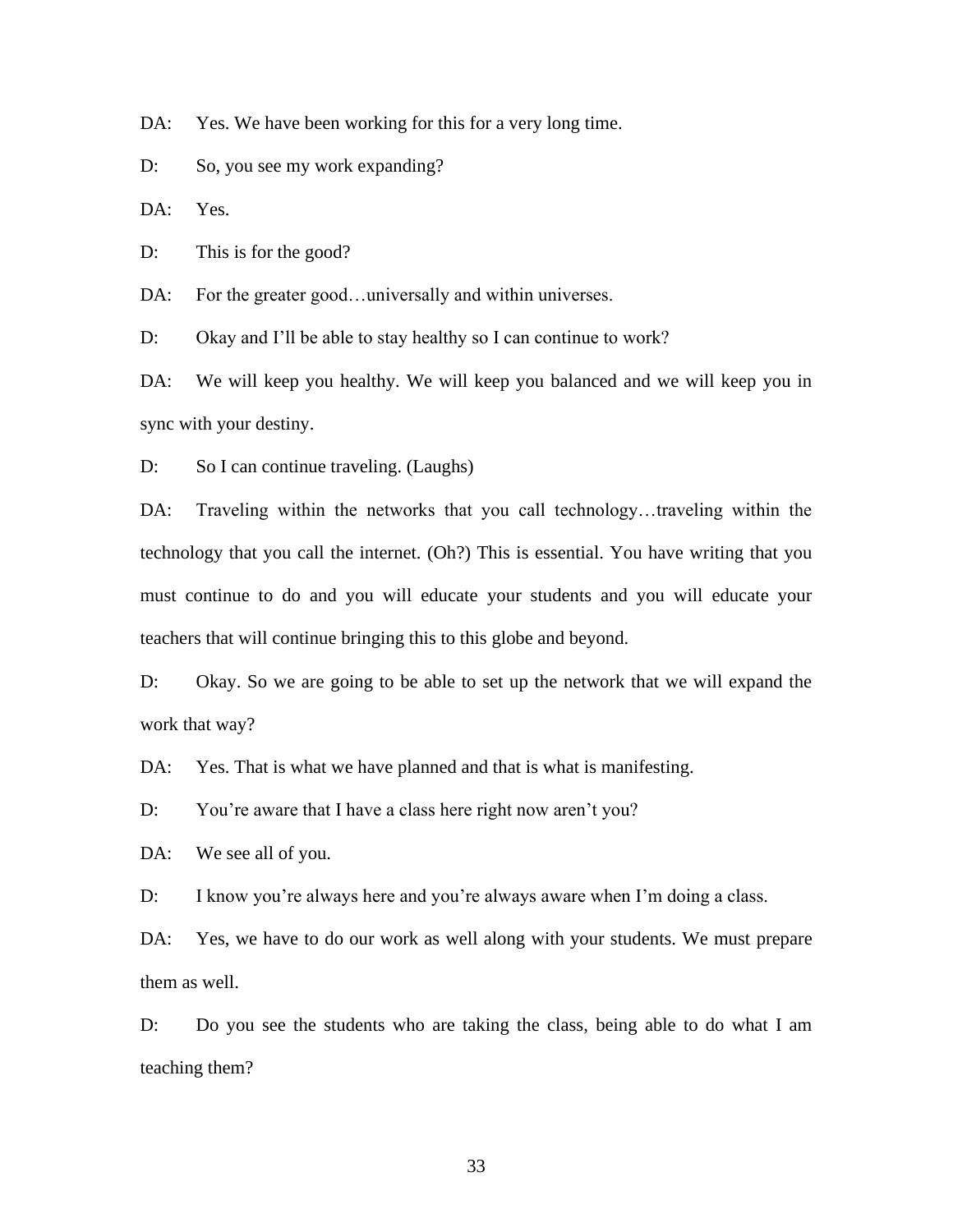DA: Yes. We have been working for this for a very long time.

D: So, you see my work expanding?

DA: Yes.

D: This is for the good?

DA: For the greater good…universally and within universes.

D: Okay and I'll be able to stay healthy so I can continue to work?

DA: We will keep you healthy. We will keep you balanced and we will keep you in sync with your destiny.

D: So I can continue traveling. (Laughs)

DA: Traveling within the networks that you call technology…traveling within the technology that you call the internet. (Oh?) This is essential. You have writing that you must continue to do and you will educate your students and you will educate your teachers that will continue bringing this to this globe and beyond.

D: Okay. So we are going to be able to set up the network that we will expand the work that way?

DA: Yes. That is what we have planned and that is what is manifesting.

D: You're aware that I have a class here right now aren't you?

DA: We see all of you.

D: I know you're always here and you're always aware when I'm doing a class.

DA: Yes, we have to do our work as well along with your students. We must prepare them as well.

D: Do you see the students who are taking the class, being able to do what I am teaching them?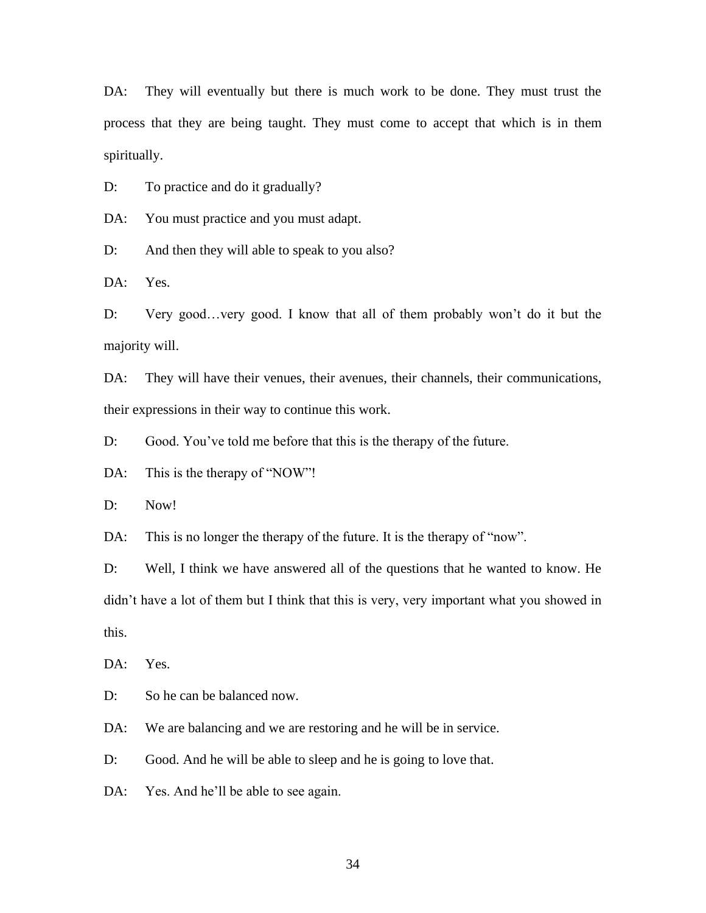DA: They will eventually but there is much work to be done. They must trust the process that they are being taught. They must come to accept that which is in them spiritually.

D: To practice and do it gradually?

DA: You must practice and you must adapt.

D: And then they will able to speak to you also?

DA: Yes.

D: Very good…very good. I know that all of them probably won't do it but the majority will.

DA: They will have their venues, their avenues, their channels, their communications, their expressions in their way to continue this work.

D: Good. You've told me before that this is the therapy of the future.

DA: This is the therapy of "NOW"!

D: Now!

DA: This is no longer the therapy of the future. It is the therapy of "now".

D: Well, I think we have answered all of the questions that he wanted to know. He didn't have a lot of them but I think that this is very, very important what you showed in this.

DA: Yes.

D: So he can be balanced now.

DA: We are balancing and we are restoring and he will be in service.

D: Good. And he will be able to sleep and he is going to love that.

DA: Yes. And he'll be able to see again.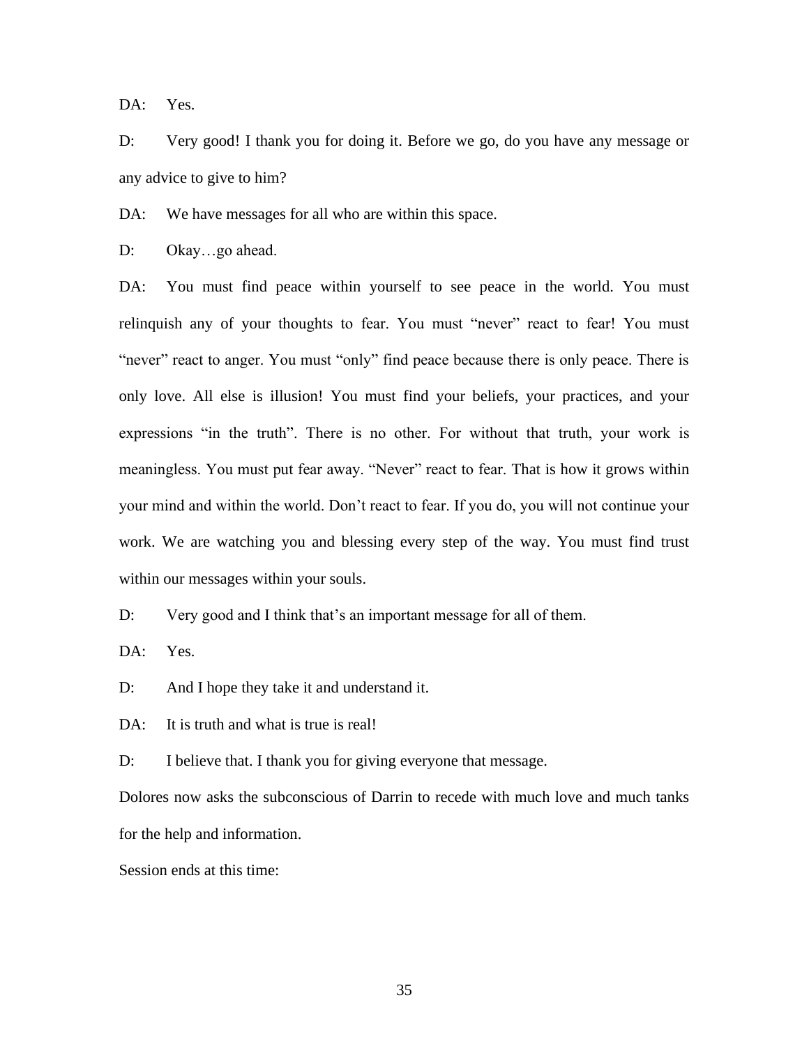DA: Yes.

D: Very good! I thank you for doing it. Before we go, do you have any message or any advice to give to him?

DA: We have messages for all who are within this space.

D: Okay…go ahead.

DA: You must find peace within yourself to see peace in the world. You must relinquish any of your thoughts to fear. You must "never" react to fear! You must "never" react to anger. You must "only" find peace because there is only peace. There is only love. All else is illusion! You must find your beliefs, your practices, and your expressions "in the truth". There is no other. For without that truth, your work is meaningless. You must put fear away. "Never" react to fear. That is how it grows within your mind and within the world. Don't react to fear. If you do, you will not continue your work. We are watching you and blessing every step of the way. You must find trust within our messages within your souls.

D: Very good and I think that's an important message for all of them.

DA: Yes.

D: And I hope they take it and understand it.

DA: It is truth and what is true is real!

D: I believe that. I thank you for giving everyone that message.

Dolores now asks the subconscious of Darrin to recede with much love and much tanks for the help and information.

Session ends at this time: